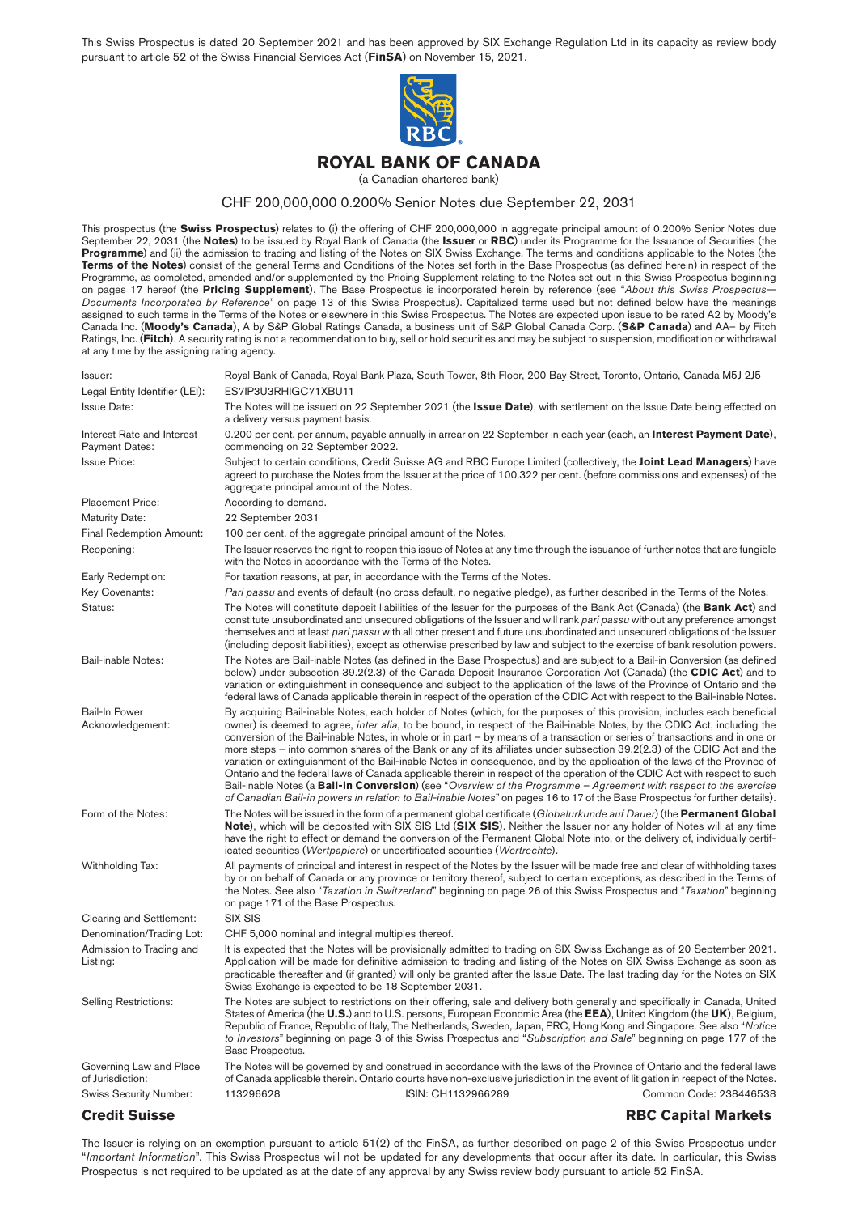This Swiss Prospectus is dated 20 September 2021 and has been approved by SIX Exchange Regulation Ltd in its capacity as review body pursuant to article 52 of the Swiss Financial Services Act (**FinSA**) on November 15, 2021.

# ROYAL BANK OF CANADA

(a Canadian chartered bank)

## CHF 200,000,000 0.200% Senior Notes due September 22, 2031

This prospectus (the **Swiss Prospectus**) relates to (i) the offering of CHF 200,000,000 in aggregate principal amount of 0.200% Senior Notes due September 22, 2031 (the **Notes**) to be issued by Royal Bank of Canada (the **Issuer** or **RBC**) under its Programme for the Issuance of Securities (the **Programme**) and (ii) the admission to trading and listing of the Notes on SIX Swiss Exchange. The terms and conditions applicable to the Notes (the **Terms of the Notes**) consist of the general Terms and Conditions of the Notes set forth in the Base Prospectus (as defined herein) in respect of the Programme, as completed, amended and/or supplemented by the Pricing Supplement relating to the Notes set out in this Swiss Prospectus beginning on pages 17 hereof (the **Pricing Supplement**). The Base Prospectus is incorporated herein by reference (see "*About this Swiss Prospectus—Documents Incorporated by Reference*" on page 13 of this Swiss Prospectus). Capitalized terms used but not defined below have the meanings assigned to such terms in the Terms of the Notes or elsewhere in this Swiss Prospectus. The Notes are expected upon issue to be rated A2 by Moody's Canada Inc. (**Moody's Canada**), A by S&P Global Ratings Canada, a business unit of S&P Global Canada Corp. (**S&P Canada**) and AA– by Fitch Ratings, Inc. (**Fitch**). A security rating is not a recommendation to buy, sell or hold securities and may be subject to suspension, modification or withdrawal at any time by the assigning rating agency.

| | |
|---|---|
| Issuer: | Royal Bank of Canada, Royal Bank Plaza, South Tower, 8th Floor, 200 Bay Street, Toronto, Ontario, Canada M5J 2J5 |
| Legal Entity Identifier (LEI): | ES7IP3U3RHIGC71XBU11 |
| Issue Date: | The Notes will be issued on 22 September 2021 (the **Issue Date**), with settlement on the Issue Date being effected on a delivery versus payment basis. |
| Interest Rate and Interest Payment Dates: | 0.200 per cent. per annum, payable annually in arrear on 22 September in each year (each, an **Interest Payment Date**), commencing on 22 September 2022. |
| Issue Price: | Subject to certain conditions, Credit Suisse AG and RBC Europe Limited (collectively, the **Joint Lead Managers**) have agreed to purchase the Notes from the Issuer at the price of 100.322 per cent. (before commissions and expenses) of the aggregate principal amount of the Notes. |
| Placement Price: | According to demand. |
| Maturity Date: | 22 September 2031 |
| Final Redemption Amount: | 100 per cent. of the aggregate principal amount of the Notes. |
| Reopening: | The Issuer reserves the right to reopen this issue of Notes at any time through the issuance of further notes that are fungible with the Notes in accordance with the Terms of the Notes. |
| Early Redemption: | For taxation reasons, at par, in accordance with the Terms of the Notes. |
| Key Covenants: | *Pari passu* and events of default (no cross default, no negative pledge), as further described in the Terms of the Notes. |
| Status: | The Notes will constitute deposit liabilities of the Issuer for the purposes of the Bank Act (Canada) (the **Bank Act**) and constitute unsubordinated and unsecured obligations of the Issuer and will rank *pari passu* without any preference amongst themselves and at least *pari passu* with all other present and future unsubordinated and unsecured obligations of the Issuer (including deposit liabilities), except as otherwise prescribed by law and subject to the exercise of bank resolution powers. |
| Bail-inable Notes: | The Notes are Bail-inable Notes (as defined in the Base Prospectus) and are subject to a Bail-in Conversion (as defined below) under subsection 39.2(2.3) of the Canada Deposit Insurance Corporation Act (Canada) (the **CDIC Act**) and to variation or extinguishment in consequence and subject to the application of the laws of the Province of Ontario and the federal laws of Canada applicable therein in respect of the operation of the CDIC Act with respect to the Bail-inable Notes. |
| Bail-In Power Acknowledgement: | By acquiring Bail-inable Notes, each holder of Notes (which, for the purposes of this provision, includes each beneficial owner) is deemed to agree, *inter alia*, to be bound, in respect of the Bail-inable Notes, by the CDIC Act, including the conversion of the Bail-inable Notes, in whole or in part – by means of a transaction or series of transactions and in one or more steps – into common shares of the Bank or any of its affiliates under subsection 39.2(2.3) of the CDIC Act and the variation or extinguishment of the Bail-inable Notes in consequence, and by the application of the laws of the Province of Ontario and the federal laws of Canada applicable therein in respect of the operation of the CDIC Act with respect to such Bail-inable Notes (a **Bail-in Conversion**) (see "*Overview of the Programme – Agreement with respect to the exercise of Canadian Bail-in powers in relation to Bail-inable Notes*" on pages 16 to 17 of the Base Prospectus for further details). |
| Form of the Notes: | The Notes will be issued in the form of a permanent global certificate (*Globalurkunde auf Dauer*) (the **Permanent Global Note**), which will be deposited with SIX SIS Ltd (**SIX SIS**). Neither the Issuer nor any holder of Notes will at any time have the right to effect or demand the conversion of the Permanent Global Note into, or the delivery of, individually certificated securities (*Wertpapiere*) or uncertificated securities (*Wertrechte*). |
| Withholding Tax: | All payments of principal and interest in respect of the Notes by the Issuer will be made free and clear of withholding taxes by or on behalf of Canada or any province or territory thereof, subject to certain exceptions, as described in the Terms of the Notes. See also "*Taxation in Switzerland*" beginning on page 26 of this Swiss Prospectus and "*Taxation*" beginning on page 171 of the Base Prospectus. |
| Clearing and Settlement: | SIX SIS |
| Denomination/Trading Lot: | CHF 5,000 nominal and integral multiples thereof. |
| Admission to Trading and Listing: | It is expected that the Notes will be provisionally admitted to trading on SIX Swiss Exchange as of 20 September 2021. Application will be made for definitive admission to trading and listing of the Notes on SIX Swiss Exchange as soon as practicable thereafter and (if granted) will only be granted after the Issue Date. The last trading day for the Notes on SIX Swiss Exchange is expected to be 18 September 2031. |
| Selling Restrictions: | The Notes are subject to restrictions on their offering, sale and delivery both generally and specifically in Canada, United States of America (the **U.S.**) and to U.S. persons, European Economic Area (the **EEA**), United Kingdom (the **UK**), Belgium, Republic of France, Republic of Italy, The Netherlands, Sweden, Japan, PRC, Hong Kong and Singapore. See also "*Notice to Investors*" beginning on page 3 of this Swiss Prospectus and "*Subscription and Sale*" beginning on page 177 of the Base Prospectus. |
| Governing Law and Place of Jurisdiction: | The Notes will be governed by and construed in accordance with the laws of the Province of Ontario and the federal laws of Canada applicable therein. Ontario courts have non-exclusive jurisdiction in the event of litigation in respect of the Notes. |
| Swiss Security Number: | 113296628 &nbsp;&nbsp;&nbsp; ISIN: CH1132966289 &nbsp;&nbsp;&nbsp; Common Code: 238446538 |

**Credit Suisse** &nbsp;&nbsp;&nbsp;&nbsp;&nbsp;&nbsp;&nbsp;&nbsp; **RBC Capital Markets**

The Issuer is relying on an exemption pursuant to article 51(2) of the FinSA, as further described on page 2 of this Swiss Prospectus under "*Important Information*". This Swiss Prospectus will not be updated for any developments that occur after its date. In particular, this Swiss Prospectus is not required to be updated as at the date of any approval by any Swiss review body pursuant to article 52 FinSA.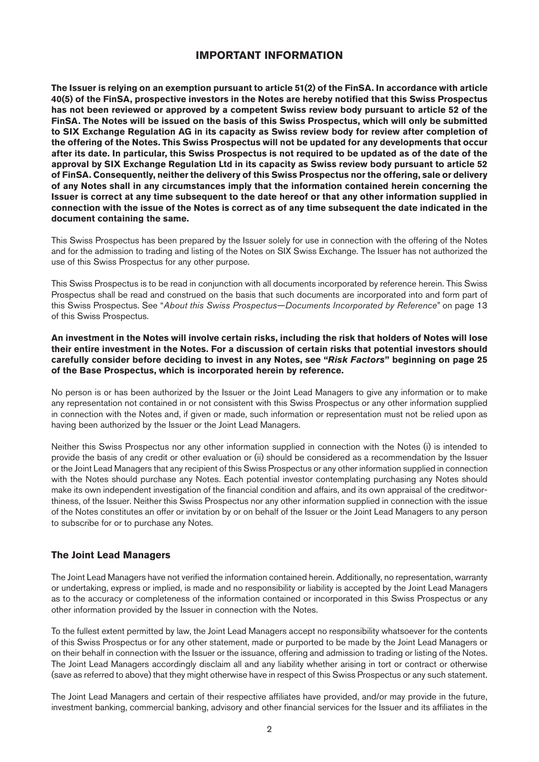## IMPORTANT INFORMATION

**The Issuer is relying on an exemption pursuant to article 51(2) of the FinSA. In accordance with article 40(5) of the FinSA, prospective investors in the Notes are hereby notified that this Swiss Prospectus has not been reviewed or approved by a competent Swiss review body pursuant to article 52 of the FinSA. The Notes will be issued on the basis of this Swiss Prospectus, which will only be submitted to SIX Exchange Regulation AG in its capacity as Swiss review body for review after completion of the offering of the Notes. This Swiss Prospectus will not be updated for any developments that occur after its date. In particular, this Swiss Prospectus is not required to be updated as of the date of the approval by SIX Exchange Regulation Ltd in its capacity as Swiss review body pursuant to article 52 of FinSA. Consequently, neither the delivery of this Swiss Prospectus nor the offering, sale or delivery of any Notes shall in any circumstances imply that the information contained herein concerning the Issuer is correct at any time subsequent to the date hereof or that any other information supplied in connection with the issue of the Notes is correct as of any time subsequent the date indicated in the document containing the same.**

This Swiss Prospectus has been prepared by the Issuer solely for use in connection with the offering of the Notes and for the admission to trading and listing of the Notes on SIX Swiss Exchange. The Issuer has not authorized the use of this Swiss Prospectus for any other purpose.

This Swiss Prospectus is to be read in conjunction with all documents incorporated by reference herein. This Swiss Prospectus shall be read and construed on the basis that such documents are incorporated into and form part of this Swiss Prospectus. See "*About this Swiss Prospectus—Documents Incorporated by Reference*" on page 13 of this Swiss Prospectus.

**An investment in the Notes will involve certain risks, including the risk that holders of Notes will lose their entire investment in the Notes. For a discussion of certain risks that potential investors should carefully consider before deciding to invest in any Notes, see "*Risk Factors*" beginning on page 25 of the Base Prospectus, which is incorporated herein by reference.**

No person is or has been authorized by the Issuer or the Joint Lead Managers to give any information or to make any representation not contained in or not consistent with this Swiss Prospectus or any other information supplied in connection with the Notes and, if given or made, such information or representation must not be relied upon as having been authorized by the Issuer or the Joint Lead Managers.

Neither this Swiss Prospectus nor any other information supplied in connection with the Notes (i) is intended to provide the basis of any credit or other evaluation or (ii) should be considered as a recommendation by the Issuer or the Joint Lead Managers that any recipient of this Swiss Prospectus or any other information supplied in connection with the Notes should purchase any Notes. Each potential investor contemplating purchasing any Notes should make its own independent investigation of the financial condition and affairs, and its own appraisal of the creditworthiness, of the Issuer. Neither this Swiss Prospectus nor any other information supplied in connection with the issue of the Notes constitutes an offer or invitation by or on behalf of the Issuer or the Joint Lead Managers to any person to subscribe for or to purchase any Notes.

### The Joint Lead Managers

The Joint Lead Managers have not verified the information contained herein. Additionally, no representation, warranty or undertaking, express or implied, is made and no responsibility or liability is accepted by the Joint Lead Managers as to the accuracy or completeness of the information contained or incorporated in this Swiss Prospectus or any other information provided by the Issuer in connection with the Notes.

To the fullest extent permitted by law, the Joint Lead Managers accept no responsibility whatsoever for the contents of this Swiss Prospectus or for any other statement, made or purported to be made by the Joint Lead Managers or on their behalf in connection with the Issuer or the issuance, offering and admission to trading or listing of the Notes. The Joint Lead Managers accordingly disclaim all and any liability whether arising in tort or contract or otherwise (save as referred to above) that they might otherwise have in respect of this Swiss Prospectus or any such statement.

The Joint Lead Managers and certain of their respective affiliates have provided, and/or may provide in the future, investment banking, commercial banking, advisory and other financial services for the Issuer and its affiliates in the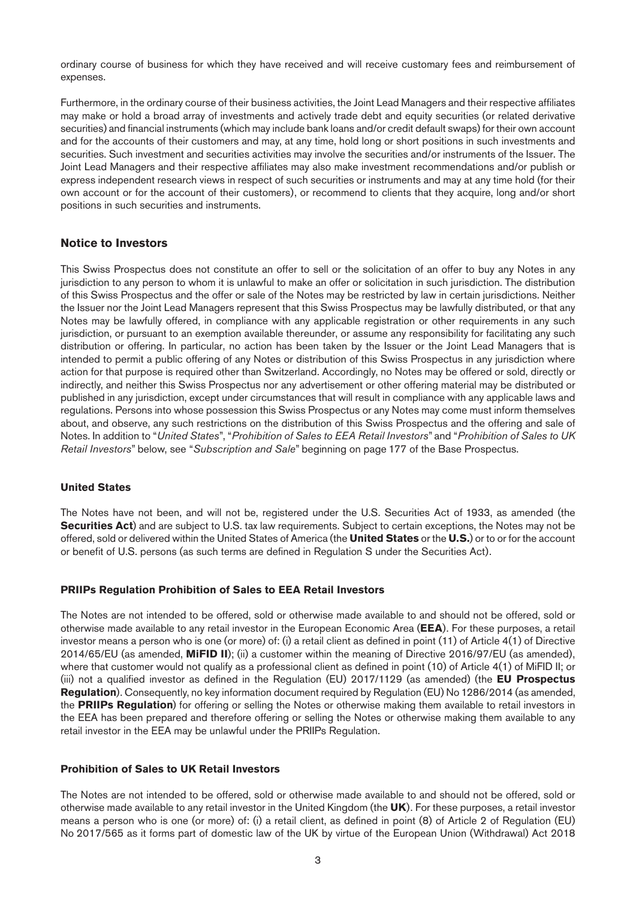ordinary course of business for which they have received and will receive customary fees and reimbursement of expenses.

Furthermore, in the ordinary course of their business activities, the Joint Lead Managers and their respective affiliates may make or hold a broad array of investments and actively trade debt and equity securities (or related derivative securities) and financial instruments (which may include bank loans and/or credit default swaps) for their own account and for the accounts of their customers and may, at any time, hold long or short positions in such investments and securities. Such investment and securities activities may involve the securities and/or instruments of the Issuer. The Joint Lead Managers and their respective affiliates may also make investment recommendations and/or publish or express independent research views in respect of such securities or instruments and may at any time hold (for their own account or for the account of their customers), or recommend to clients that they acquire, long and/or short positions in such securities and instruments.

## Notice to Investors

This Swiss Prospectus does not constitute an offer to sell or the solicitation of an offer to buy any Notes in any jurisdiction to any person to whom it is unlawful to make an offer or solicitation in such jurisdiction. The distribution of this Swiss Prospectus and the offer or sale of the Notes may be restricted by law in certain jurisdictions. Neither the Issuer nor the Joint Lead Managers represent that this Swiss Prospectus may be lawfully distributed, or that any Notes may be lawfully offered, in compliance with any applicable registration or other requirements in any such jurisdiction, or pursuant to an exemption available thereunder, or assume any responsibility for facilitating any such distribution or offering. In particular, no action has been taken by the Issuer or the Joint Lead Managers that is intended to permit a public offering of any Notes or distribution of this Swiss Prospectus in any jurisdiction where action for that purpose is required other than Switzerland. Accordingly, no Notes may be offered or sold, directly or indirectly, and neither this Swiss Prospectus nor any advertisement or other offering material may be distributed or published in any jurisdiction, except under circumstances that will result in compliance with any applicable laws and regulations. Persons into whose possession this Swiss Prospectus or any Notes may come must inform themselves about, and observe, any such restrictions on the distribution of this Swiss Prospectus and the offering and sale of Notes. In addition to "*United States*", "*Prohibition of Sales to EEA Retail Investors*" and "*Prohibition of Sales to UK Retail Investors*" below, see "*Subscription and Sale*" beginning on page 177 of the Base Prospectus.

### United States

The Notes have not been, and will not be, registered under the U.S. Securities Act of 1933, as amended (the **Securities Act**) and are subject to U.S. tax law requirements. Subject to certain exceptions, the Notes may not be offered, sold or delivered within the United States of America (the **United States** or the **U.S.**) or to or for the account or benefit of U.S. persons (as such terms are defined in Regulation S under the Securities Act).

### PRIIPs Regulation Prohibition of Sales to EEA Retail Investors

The Notes are not intended to be offered, sold or otherwise made available to and should not be offered, sold or otherwise made available to any retail investor in the European Economic Area (**EEA**). For these purposes, a retail investor means a person who is one (or more) of: (i) a retail client as defined in point (11) of Article 4(1) of Directive 2014/65/EU (as amended, **MiFID II**); (ii) a customer within the meaning of Directive 2016/97/EU (as amended), where that customer would not qualify as a professional client as defined in point (10) of Article 4(1) of MiFID II; or (iii) not a qualified investor as defined in the Regulation (EU) 2017/1129 (as amended) (the **EU Prospectus Regulation**). Consequently, no key information document required by Regulation (EU) No 1286/2014 (as amended, the **PRIIPs Regulation**) for offering or selling the Notes or otherwise making them available to retail investors in the EEA has been prepared and therefore offering or selling the Notes or otherwise making them available to any retail investor in the EEA may be unlawful under the PRIIPs Regulation.

### Prohibition of Sales to UK Retail Investors

The Notes are not intended to be offered, sold or otherwise made available to and should not be offered, sold or otherwise made available to any retail investor in the United Kingdom (the **UK**). For these purposes, a retail investor means a person who is one (or more) of: (i) a retail client, as defined in point (8) of Article 2 of Regulation (EU) No 2017/565 as it forms part of domestic law of the UK by virtue of the European Union (Withdrawal) Act 2018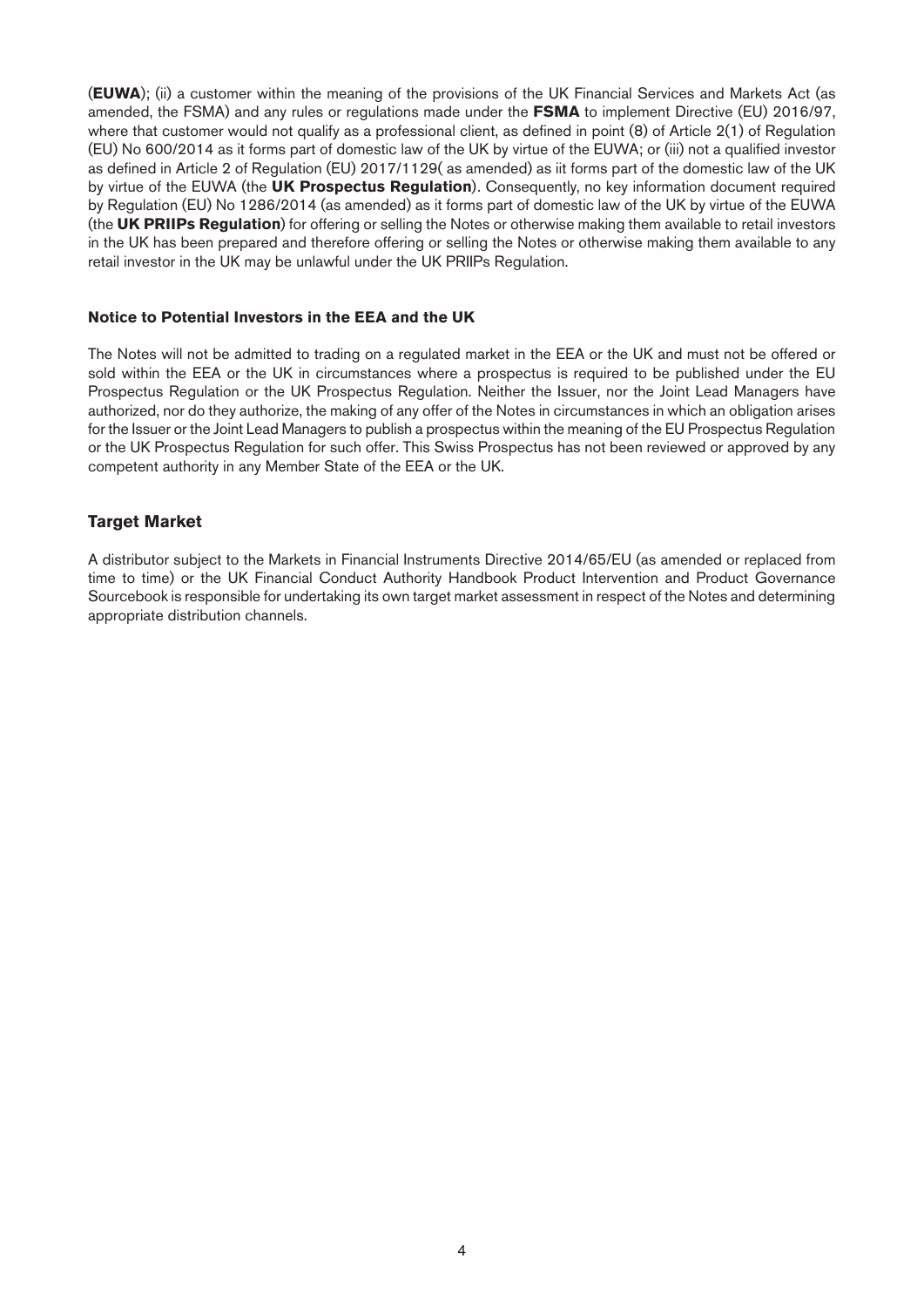(**EUWA**); (ii) a customer within the meaning of the provisions of the UK Financial Services and Markets Act (as amended, the FSMA) and any rules or regulations made under the **FSMA** to implement Directive (EU) 2016/97, where that customer would not qualify as a professional client, as defined in point (8) of Article 2(1) of Regulation (EU) No 600/2014 as it forms part of domestic law of the UK by virtue of the EUWA; or (iii) not a qualified investor as defined in Article 2 of Regulation (EU) 2017/1129( as amended) as iit forms part of the domestic law of the UK by virtue of the EUWA (the **UK Prospectus Regulation**). Consequently, no key information document required by Regulation (EU) No 1286/2014 (as amended) as it forms part of domestic law of the UK by virtue of the EUWA (the **UK PRIIPs Regulation**) for offering or selling the Notes or otherwise making them available to retail investors in the UK has been prepared and therefore offering or selling the Notes or otherwise making them available to any retail investor in the UK may be unlawful under the UK PRIIPs Regulation.

### Notice to Potential Investors in the EEA and the UK

The Notes will not be admitted to trading on a regulated market in the EEA or the UK and must not be offered or sold within the EEA or the UK in circumstances where a prospectus is required to be published under the EU Prospectus Regulation or the UK Prospectus Regulation. Neither the Issuer, nor the Joint Lead Managers have authorized, nor do they authorize, the making of any offer of the Notes in circumstances in which an obligation arises for the Issuer or the Joint Lead Managers to publish a prospectus within the meaning of the EU Prospectus Regulation or the UK Prospectus Regulation for such offer. This Swiss Prospectus has not been reviewed or approved by any competent authority in any Member State of the EEA or the UK.

## Target Market

A distributor subject to the Markets in Financial Instruments Directive 2014/65/EU (as amended or replaced from time to time) or the UK Financial Conduct Authority Handbook Product Intervention and Product Governance Sourcebook is responsible for undertaking its own target market assessment in respect of the Notes and determining appropriate distribution channels.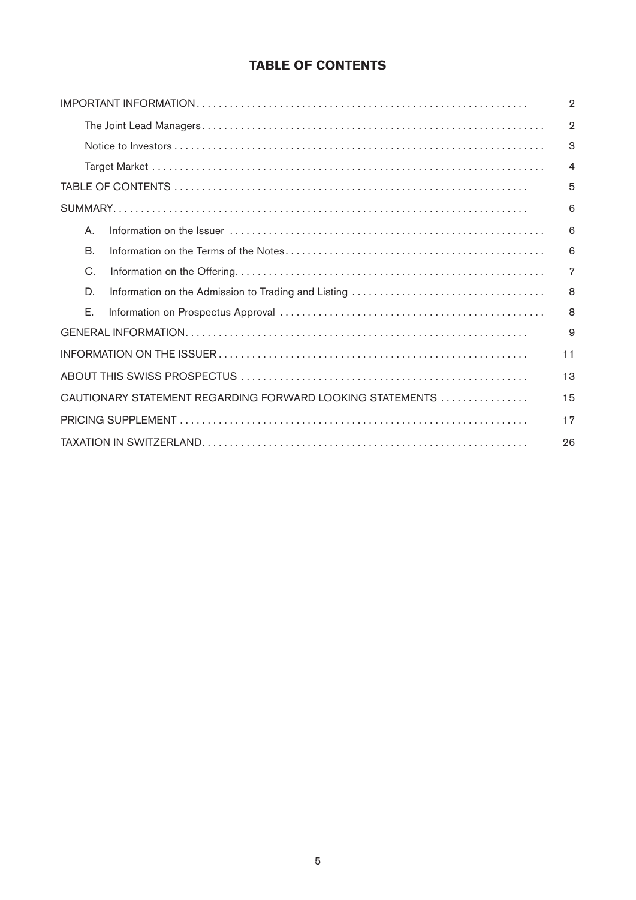# TABLE OF CONTENTS

| | |
|---|---|
| IMPORTANT INFORMATION | 2 |
| The Joint Lead Managers | 2 |
| Notice to Investors | 3 |
| Target Market | 4 |
| TABLE OF CONTENTS | 5 |
| SUMMARY | 6 |
| A. Information on the Issuer | 6 |
| B. Information on the Terms of the Notes | 6 |
| C. Information on the Offering | 7 |
| D. Information on the Admission to Trading and Listing | 8 |
| E. Information on Prospectus Approval | 8 |
| GENERAL INFORMATION | 9 |
| INFORMATION ON THE ISSUER | 11 |
| ABOUT THIS SWISS PROSPECTUS | 13 |
| CAUTIONARY STATEMENT REGARDING FORWARD LOOKING STATEMENTS | 15 |
| PRICING SUPPLEMENT | 17 |
| TAXATION IN SWITZERLAND | 26 |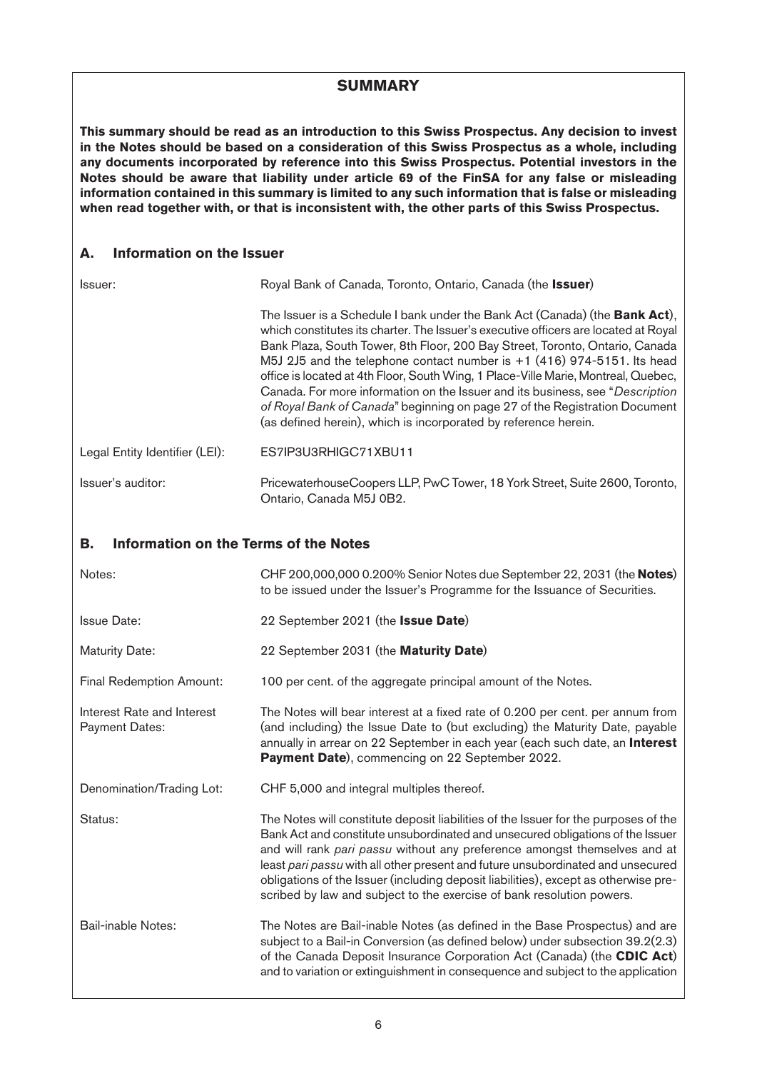# SUMMARY

**This summary should be read as an introduction to this Swiss Prospectus. Any decision to invest in the Notes should be based on a consideration of this Swiss Prospectus as a whole, including any documents incorporated by reference into this Swiss Prospectus. Potential investors in the Notes should be aware that liability under article 69 of the FinSA for any false or misleading information contained in this summary is limited to any such information that is false or misleading when read together with, or that is inconsistent with, the other parts of this Swiss Prospectus.**

## A. Information on the Issuer

| | |
|---|---|
| Issuer: | Royal Bank of Canada, Toronto, Ontario, Canada (the **Issuer**)<br><br>The Issuer is a Schedule I bank under the Bank Act (Canada) (the **Bank Act**), which constitutes its charter. The Issuer's executive officers are located at Royal Bank Plaza, South Tower, 8th Floor, 200 Bay Street, Toronto, Ontario, Canada M5J 2J5 and the telephone contact number is +1 (416) 974-5151. Its head office is located at 4th Floor, South Wing, 1 Place-Ville Marie, Montreal, Quebec, Canada. For more information on the Issuer and its business, see "*Description of Royal Bank of Canada*" beginning on page 27 of the Registration Document (as defined herein), which is incorporated by reference herein. |
| Legal Entity Identifier (LEI): | ES7IP3U3RHIGC71XBU11 |
| Issuer's auditor: | PricewaterhouseCoopers LLP, PwC Tower, 18 York Street, Suite 2600, Toronto, Ontario, Canada M5J 0B2. |

## B. Information on the Terms of the Notes

| | |
|---|---|
| Notes: | CHF 200,000,000 0.200% Senior Notes due September 22, 2031 (the **Notes**) to be issued under the Issuer's Programme for the Issuance of Securities. |
| Issue Date: | 22 September 2021 (the **Issue Date**) |
| Maturity Date: | 22 September 2031 (the **Maturity Date**) |
| Final Redemption Amount: | 100 per cent. of the aggregate principal amount of the Notes. |
| Interest Rate and Interest Payment Dates: | The Notes will bear interest at a fixed rate of 0.200 per cent. per annum from (and including) the Issue Date to (but excluding) the Maturity Date, payable annually in arrear on 22 September in each year (each such date, an **Interest Payment Date**), commencing on 22 September 2022. |
| Denomination/Trading Lot: | CHF 5,000 and integral multiples thereof. |
| Status: | The Notes will constitute deposit liabilities of the Issuer for the purposes of the Bank Act and constitute unsubordinated and unsecured obligations of the Issuer and will rank *pari passu* without any preference amongst themselves and at least *pari passu* with all other present and future unsubordinated and unsecured obligations of the Issuer (including deposit liabilities), except as otherwise prescribed by law and subject to the exercise of bank resolution powers. |
| Bail-inable Notes: | The Notes are Bail-inable Notes (as defined in the Base Prospectus) and are subject to a Bail-in Conversion (as defined below) under subsection 39.2(2.3) of the Canada Deposit Insurance Corporation Act (Canada) (the **CDIC Act**) and to variation or extinguishment in consequence and subject to the application |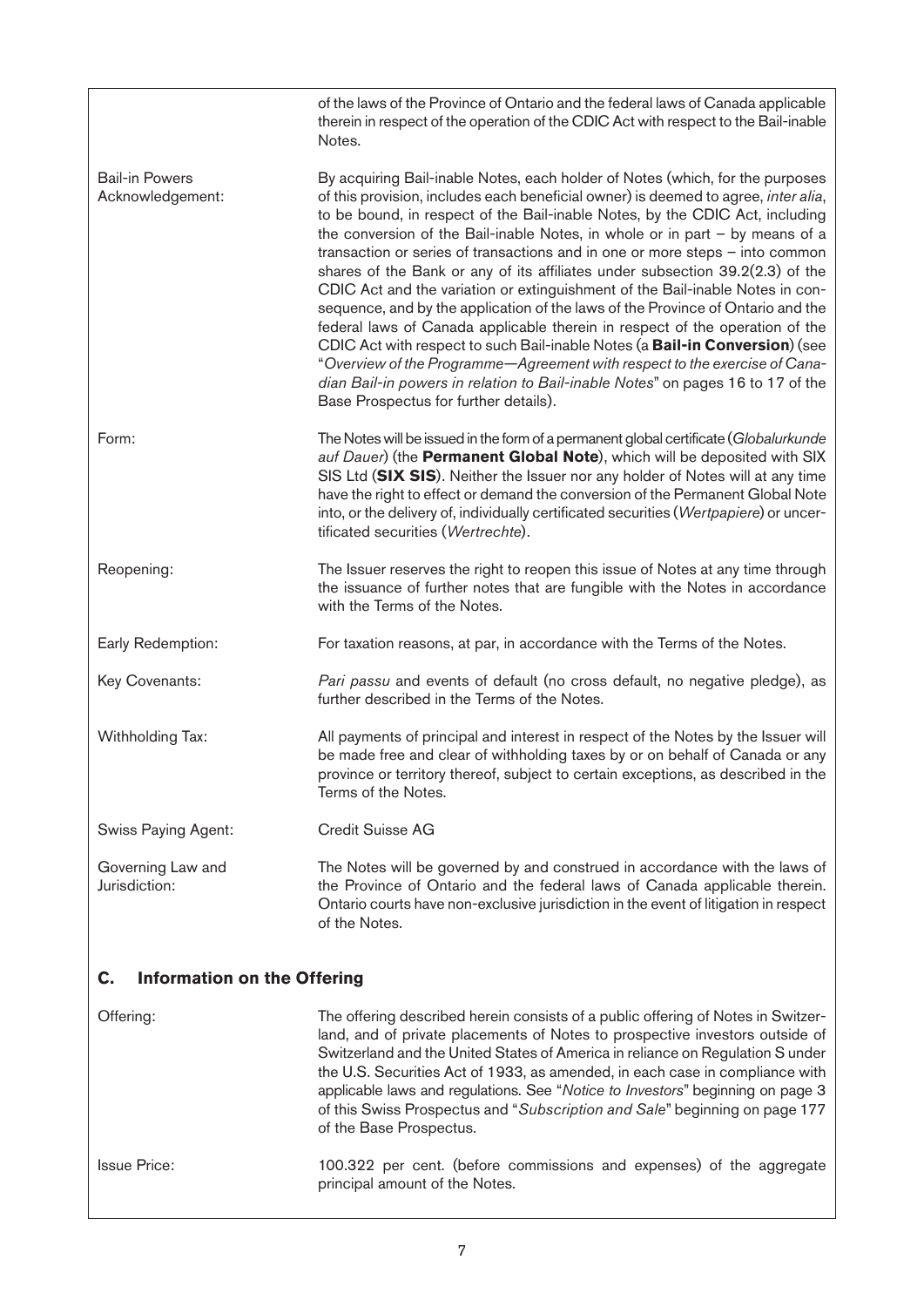| | |
|---|---|
| | of the laws of the Province of Ontario and the federal laws of Canada applicable therein in respect of the operation of the CDIC Act with respect to the Bail-inable Notes. |
| Bail-in Powers Acknowledgement: | By acquiring Bail-inable Notes, each holder of Notes (which, for the purposes of this provision, includes each beneficial owner) is deemed to agree, *inter alia*, to be bound, in respect of the Bail-inable Notes, by the CDIC Act, including the conversion of the Bail-inable Notes, in whole or in part – by means of a transaction or series of transactions and in one or more steps – into common shares of the Bank or any of its affiliates under subsection 39.2(2.3) of the CDIC Act and the variation or extinguishment of the Bail-inable Notes in consequence, and by the application of the laws of the Province of Ontario and the federal laws of Canada applicable therein in respect of the operation of the CDIC Act with respect to such Bail-inable Notes (a **Bail-in Conversion**) (see "*Overview of the Programme—Agreement with respect to the exercise of Canadian Bail-in powers in relation to Bail-inable Notes*" on pages 16 to 17 of the Base Prospectus for further details). |
| Form: | The Notes will be issued in the form of a permanent global certificate (*Globalurkunde auf Dauer*) (the **Permanent Global Note**), which will be deposited with SIX SIS Ltd (**SIX SIS**). Neither the Issuer nor any holder of Notes will at any time have the right to effect or demand the conversion of the Permanent Global Note into, or the delivery of, individually certificated securities (*Wertpapiere*) or uncertificated securities (*Wertrechte*). |
| Reopening: | The Issuer reserves the right to reopen this issue of Notes at any time through the issuance of further notes that are fungible with the Notes in accordance with the Terms of the Notes. |
| Early Redemption: | For taxation reasons, at par, in accordance with the Terms of the Notes. |
| Key Covenants: | *Pari passu* and events of default (no cross default, no negative pledge), as further described in the Terms of the Notes. |
| Withholding Tax: | All payments of principal and interest in respect of the Notes by the Issuer will be made free and clear of withholding taxes by or on behalf of Canada or any province or territory thereof, subject to certain exceptions, as described in the Terms of the Notes. |
| Swiss Paying Agent: | Credit Suisse AG |
| Governing Law and Jurisdiction: | The Notes will be governed by and construed in accordance with the laws of the Province of Ontario and the federal laws of Canada applicable therein. Ontario courts have non-exclusive jurisdiction in the event of litigation in respect of the Notes. |

## C. Information on the Offering

| | |
|---|---|
| Offering: | The offering described herein consists of a public offering of Notes in Switzerland, and of private placements of Notes to prospective investors outside of Switzerland and the United States of America in reliance on Regulation S under the U.S. Securities Act of 1933, as amended, in each case in compliance with applicable laws and regulations. See "*Notice to Investors*" beginning on page 3 of this Swiss Prospectus and "*Subscription and Sale*" beginning on page 177 of the Base Prospectus. |
| Issue Price: | 100.322 per cent. (before commissions and expenses) of the aggregate principal amount of the Notes. |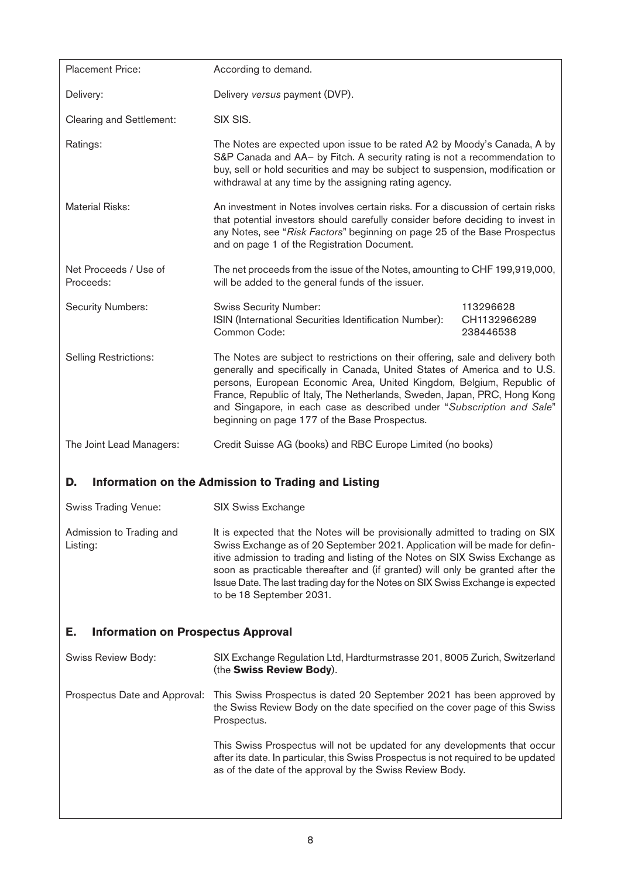| | |
|---|---|
| Placement Price: | According to demand. |
| Delivery: | Delivery *versus* payment (DVP). |
| Clearing and Settlement: | SIX SIS. |
| Ratings: | The Notes are expected upon issue to be rated A2 by Moody's Canada, A by S&P Canada and AA– by Fitch. A security rating is not a recommendation to buy, sell or hold securities and may be subject to suspension, modification or withdrawal at any time by the assigning rating agency. |
| Material Risks: | An investment in Notes involves certain risks. For a discussion of certain risks that potential investors should carefully consider before deciding to invest in any Notes, see "*Risk Factors*" beginning on page 25 of the Base Prospectus and on page 1 of the Registration Document. |
| Net Proceeds / Use of Proceeds: | The net proceeds from the issue of the Notes, amounting to CHF 199,919,000, will be added to the general funds of the issuer. |
| Security Numbers: | Swiss Security Number: 113296628<br>ISIN (International Securities Identification Number): CH1132966289<br>Common Code: 238446538 |
| Selling Restrictions: | The Notes are subject to restrictions on their offering, sale and delivery both generally and specifically in Canada, United States of America and to U.S. persons, European Economic Area, United Kingdom, Belgium, Republic of France, Republic of Italy, The Netherlands, Sweden, Japan, PRC, Hong Kong and Singapore, in each case as described under "*Subscription and Sale*" beginning on page 177 of the Base Prospectus. |
| The Joint Lead Managers: | Credit Suisse AG (books) and RBC Europe Limited (no books) |

## D. Information on the Admission to Trading and Listing

| | |
|---|---|
| Swiss Trading Venue: | SIX Swiss Exchange |
| Admission to Trading and Listing: | It is expected that the Notes will be provisionally admitted to trading on SIX Swiss Exchange as of 20 September 2021. Application will be made for definitive admission to trading and listing of the Notes on SIX Swiss Exchange as soon as practicable thereafter and (if granted) will only be granted after the Issue Date. The last trading day for the Notes on SIX Swiss Exchange is expected to be 18 September 2031. |

## E. Information on Prospectus Approval

| | |
|---|---|
| Swiss Review Body: | SIX Exchange Regulation Ltd, Hardturmstrasse 201, 8005 Zurich, Switzerland (the **Swiss Review Body**). |
| Prospectus Date and Approval: | This Swiss Prospectus is dated 20 September 2021 has been approved by the Swiss Review Body on the date specified on the cover page of this Swiss Prospectus.<br><br>This Swiss Prospectus will not be updated for any developments that occur after its date. In particular, this Swiss Prospectus is not required to be updated as of the date of the approval by the Swiss Review Body. |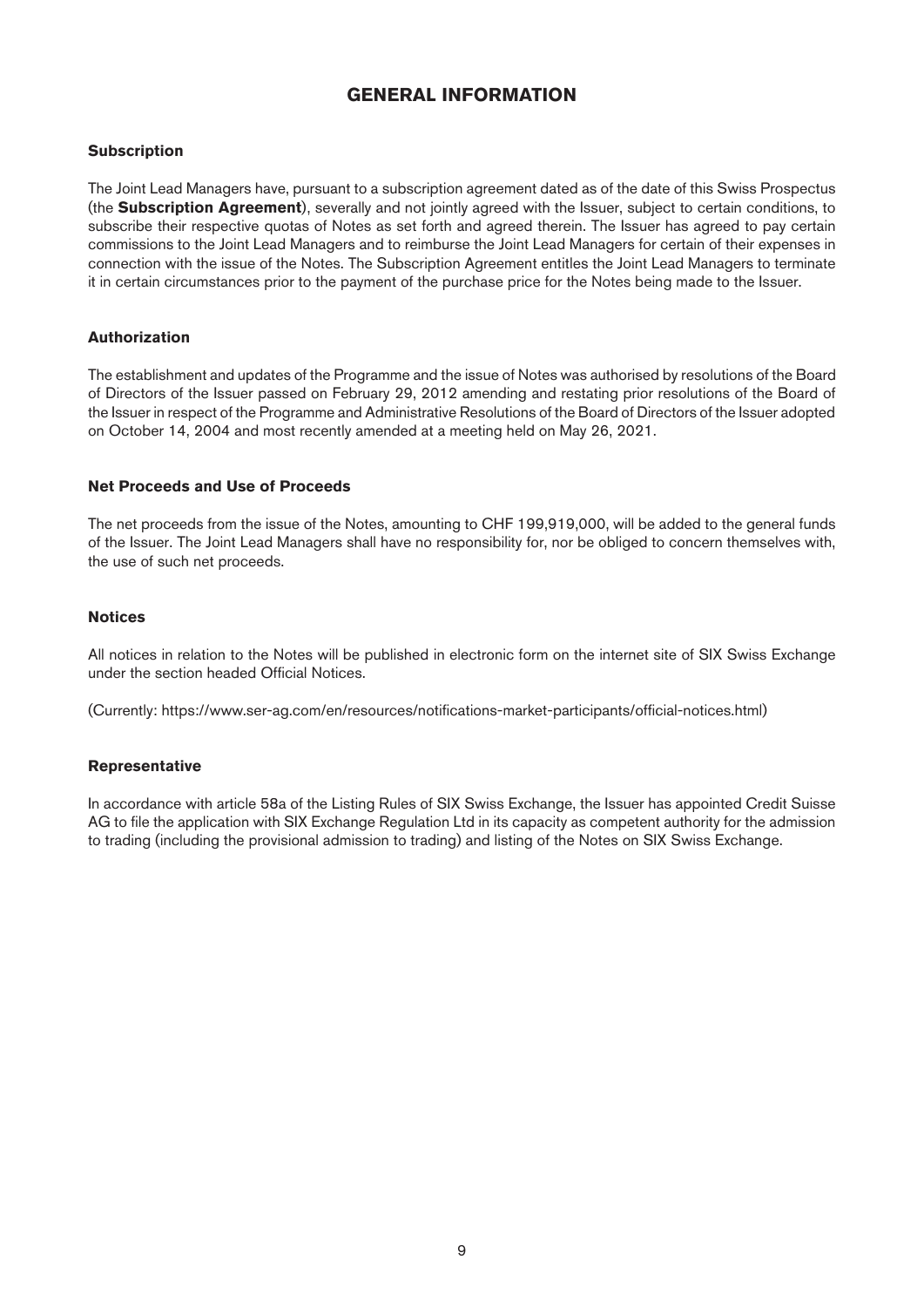# GENERAL INFORMATION

### Subscription

The Joint Lead Managers have, pursuant to a subscription agreement dated as of the date of this Swiss Prospectus (the **Subscription Agreement**), severally and not jointly agreed with the Issuer, subject to certain conditions, to subscribe their respective quotas of Notes as set forth and agreed therein. The Issuer has agreed to pay certain commissions to the Joint Lead Managers and to reimburse the Joint Lead Managers for certain of their expenses in connection with the issue of the Notes. The Subscription Agreement entitles the Joint Lead Managers to terminate it in certain circumstances prior to the payment of the purchase price for the Notes being made to the Issuer.

### Authorization

The establishment and updates of the Programme and the issue of Notes was authorised by resolutions of the Board of Directors of the Issuer passed on February 29, 2012 amending and restating prior resolutions of the Board of the Issuer in respect of the Programme and Administrative Resolutions of the Board of Directors of the Issuer adopted on October 14, 2004 and most recently amended at a meeting held on May 26, 2021.

### Net Proceeds and Use of Proceeds

The net proceeds from the issue of the Notes, amounting to CHF 199,919,000, will be added to the general funds of the Issuer. The Joint Lead Managers shall have no responsibility for, nor be obliged to concern themselves with, the use of such net proceeds.

### Notices

All notices in relation to the Notes will be published in electronic form on the internet site of SIX Swiss Exchange under the section headed Official Notices.

(Currently: https://www.ser-ag.com/en/resources/notifications-market-participants/official-notices.html)

### Representative

In accordance with article 58a of the Listing Rules of SIX Swiss Exchange, the Issuer has appointed Credit Suisse AG to file the application with SIX Exchange Regulation Ltd in its capacity as competent authority for the admission to trading (including the provisional admission to trading) and listing of the Notes on SIX Swiss Exchange.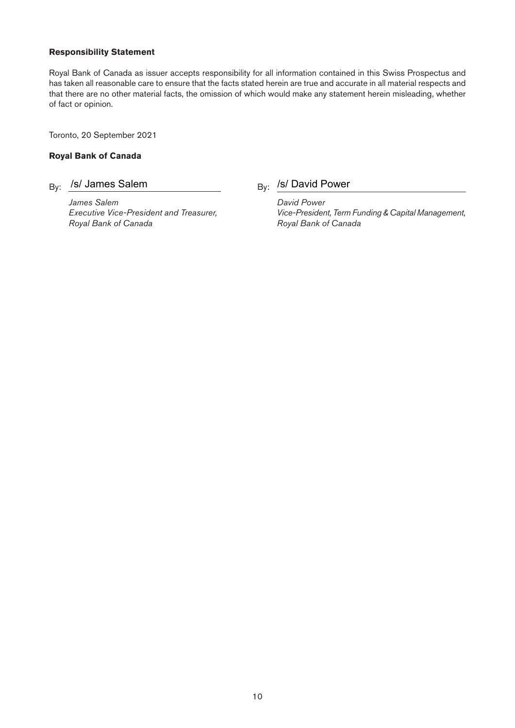**Responsibility Statement**

Royal Bank of Canada as issuer accepts responsibility for all information contained in this Swiss Prospectus and has taken all reasonable care to ensure that the facts stated herein are true and accurate in all material respects and that there are no other material facts, the omission of which would make any statement herein misleading, whether of fact or opinion.

Toronto, 20 September 2021

**Royal Bank of Canada**

By: /s/ James Salem

*James Salem*
*Executive Vice-President and Treasurer,*
*Royal Bank of Canada*

By: /s/ David Power

*David Power*
*Vice-President, Term Funding & Capital Management,*
*Royal Bank of Canada*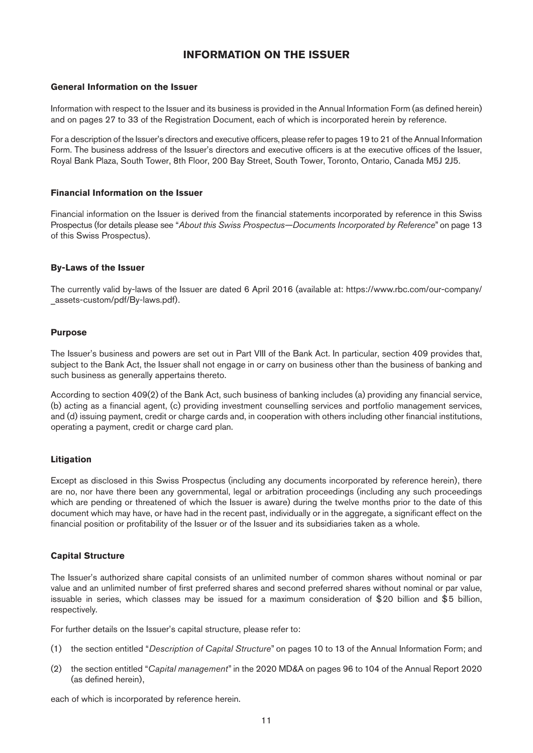# INFORMATION ON THE ISSUER

## General Information on the Issuer

Information with respect to the Issuer and its business is provided in the Annual Information Form (as defined herein) and on pages 27 to 33 of the Registration Document, each of which is incorporated herein by reference.

For a description of the Issuer's directors and executive officers, please refer to pages 19 to 21 of the Annual Information Form. The business address of the Issuer's directors and executive officers is at the executive offices of the Issuer, Royal Bank Plaza, South Tower, 8th Floor, 200 Bay Street, South Tower, Toronto, Ontario, Canada M5J 2J5.

## Financial Information on the Issuer

Financial information on the Issuer is derived from the financial statements incorporated by reference in this Swiss Prospectus (for details please see "*About this Swiss Prospectus—Documents Incorporated by Reference*" on page 13 of this Swiss Prospectus).

## By-Laws of the Issuer

The currently valid by-laws of the Issuer are dated 6 April 2016 (available at: https://www.rbc.com/our-company/_assets-custom/pdf/By-laws.pdf).

## Purpose

The Issuer's business and powers are set out in Part VIII of the Bank Act. In particular, section 409 provides that, subject to the Bank Act, the Issuer shall not engage in or carry on business other than the business of banking and such business as generally appertains thereto.

According to section 409(2) of the Bank Act, such business of banking includes (a) providing any financial service, (b) acting as a financial agent, (c) providing investment counselling services and portfolio management services, and (d) issuing payment, credit or charge cards and, in cooperation with others including other financial institutions, operating a payment, credit or charge card plan.

## Litigation

Except as disclosed in this Swiss Prospectus (including any documents incorporated by reference herein), there are no, nor have there been any governmental, legal or arbitration proceedings (including any such proceedings which are pending or threatened of which the Issuer is aware) during the twelve months prior to the date of this document which may have, or have had in the recent past, individually or in the aggregate, a significant effect on the financial position or profitability of the Issuer or of the Issuer and its subsidiaries taken as a whole.

## Capital Structure

The Issuer's authorized share capital consists of an unlimited number of common shares without nominal or par value and an unlimited number of first preferred shares and second preferred shares without nominal or par value, issuable in series, which classes may be issued for a maximum consideration of $20 billion and $5 billion, respectively.

For further details on the Issuer's capital structure, please refer to:

(1) the section entitled "*Description of Capital Structure*" on pages 10 to 13 of the Annual Information Form; and

(2) the section entitled "*Capital management*" in the 2020 MD&A on pages 96 to 104 of the Annual Report 2020 (as defined herein),

each of which is incorporated by reference herein.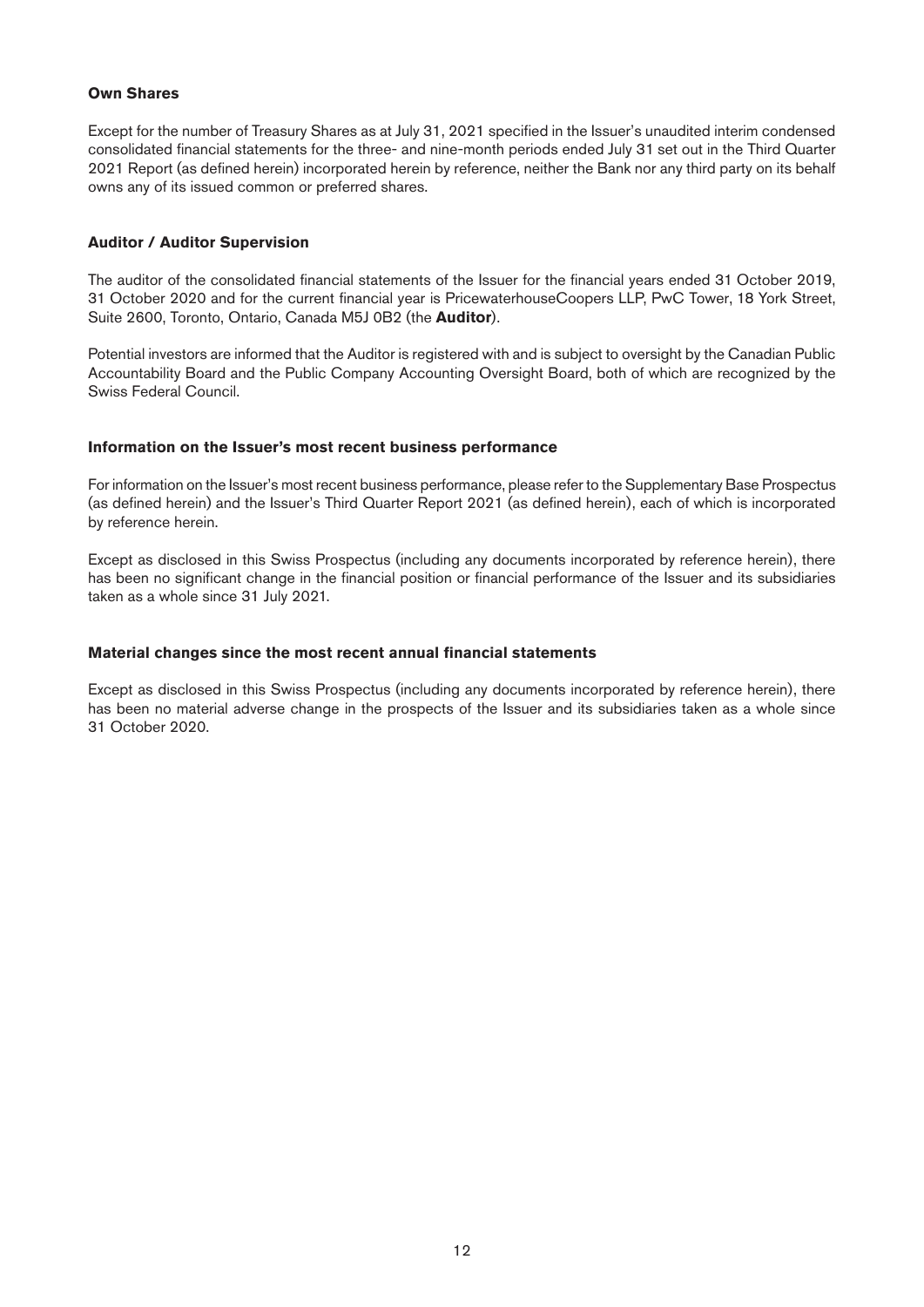### Own Shares

Except for the number of Treasury Shares as at July 31, 2021 specified in the Issuer's unaudited interim condensed consolidated financial statements for the three- and nine-month periods ended July 31 set out in the Third Quarter 2021 Report (as defined herein) incorporated herein by reference, neither the Bank nor any third party on its behalf owns any of its issued common or preferred shares.

### Auditor / Auditor Supervision

The auditor of the consolidated financial statements of the Issuer for the financial years ended 31 October 2019, 31 October 2020 and for the current financial year is PricewaterhouseCoopers LLP, PwC Tower, 18 York Street, Suite 2600, Toronto, Ontario, Canada M5J 0B2 (the **Auditor**).

Potential investors are informed that the Auditor is registered with and is subject to oversight by the Canadian Public Accountability Board and the Public Company Accounting Oversight Board, both of which are recognized by the Swiss Federal Council.

### Information on the Issuer's most recent business performance

For information on the Issuer's most recent business performance, please refer to the Supplementary Base Prospectus (as defined herein) and the Issuer's Third Quarter Report 2021 (as defined herein), each of which is incorporated by reference herein.

Except as disclosed in this Swiss Prospectus (including any documents incorporated by reference herein), there has been no significant change in the financial position or financial performance of the Issuer and its subsidiaries taken as a whole since 31 July 2021.

### Material changes since the most recent annual financial statements

Except as disclosed in this Swiss Prospectus (including any documents incorporated by reference herein), there has been no material adverse change in the prospects of the Issuer and its subsidiaries taken as a whole since 31 October 2020.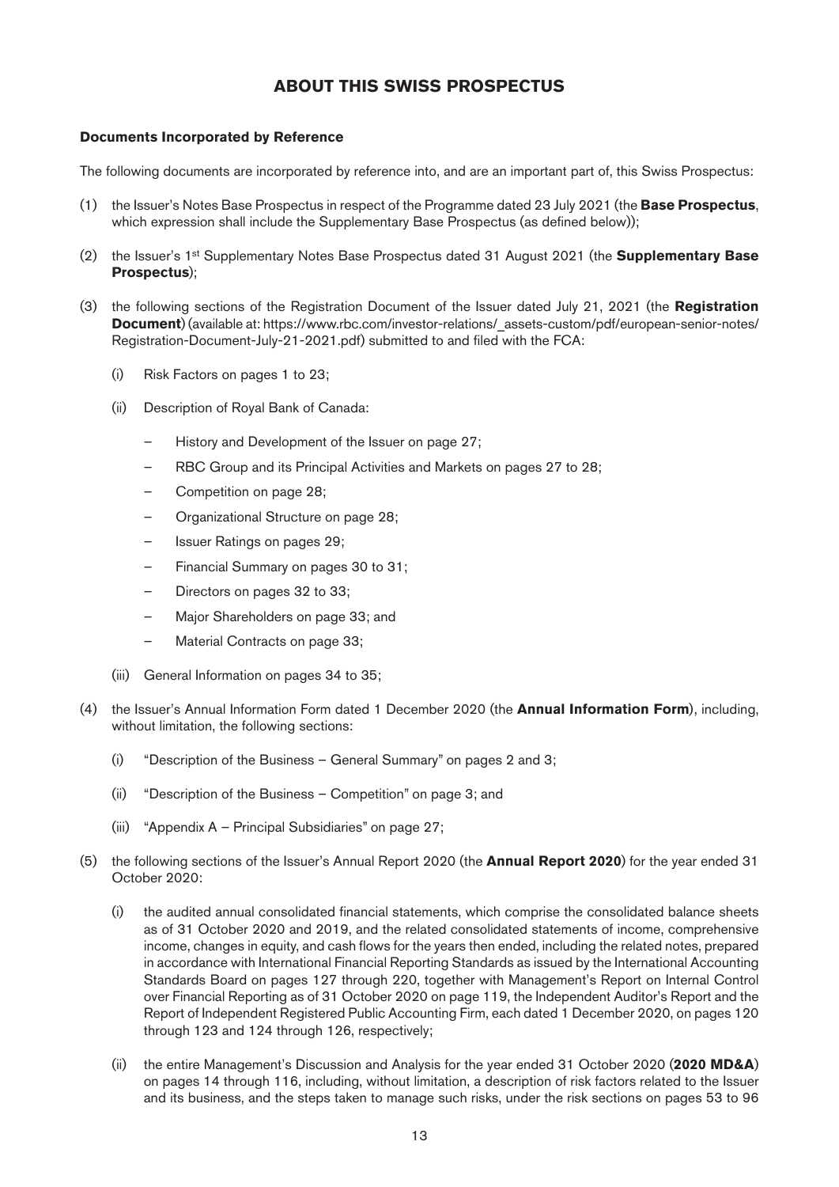# ABOUT THIS SWISS PROSPECTUS

### Documents Incorporated by Reference

The following documents are incorporated by reference into, and are an important part of, this Swiss Prospectus:

(1) the Issuer's Notes Base Prospectus in respect of the Programme dated 23 July 2021 (the **Base Prospectus**, which expression shall include the Supplementary Base Prospectus (as defined below));

(2) the Issuer's 1st Supplementary Notes Base Prospectus dated 31 August 2021 (the **Supplementary Base Prospectus**);

(3) the following sections of the Registration Document of the Issuer dated July 21, 2021 (the **Registration Document**) (available at: https://www.rbc.com/investor-relations/_assets-custom/pdf/european-senior-notes/Registration-Document-July-21-2021.pdf) submitted to and filed with the FCA:

   (i) Risk Factors on pages 1 to 23;

   (ii) Description of Royal Bank of Canada:

   – History and Development of the Issuer on page 27;

   – RBC Group and its Principal Activities and Markets on pages 27 to 28;

   – Competition on page 28;

   – Organizational Structure on page 28;

   – Issuer Ratings on pages 29;

   – Financial Summary on pages 30 to 31;

   – Directors on pages 32 to 33;

   – Major Shareholders on page 33; and

   – Material Contracts on page 33;

   (iii) General Information on pages 34 to 35;

(4) the Issuer's Annual Information Form dated 1 December 2020 (the **Annual Information Form**), including, without limitation, the following sections:

   (i) "Description of the Business – General Summary" on pages 2 and 3;

   (ii) "Description of the Business – Competition" on page 3; and

   (iii) "Appendix A – Principal Subsidiaries" on page 27;

(5) the following sections of the Issuer's Annual Report 2020 (the **Annual Report 2020**) for the year ended 31 October 2020:

   (i) the audited annual consolidated financial statements, which comprise the consolidated balance sheets as of 31 October 2020 and 2019, and the related consolidated statements of income, comprehensive income, changes in equity, and cash flows for the years then ended, including the related notes, prepared in accordance with International Financial Reporting Standards as issued by the International Accounting Standards Board on pages 127 through 220, together with Management's Report on Internal Control over Financial Reporting as of 31 October 2020 on page 119, the Independent Auditor's Report and the Report of Independent Registered Public Accounting Firm, each dated 1 December 2020, on pages 120 through 123 and 124 through 126, respectively;

   (ii) the entire Management's Discussion and Analysis for the year ended 31 October 2020 (**2020 MD&A**) on pages 14 through 116, including, without limitation, a description of risk factors related to the Issuer and its business, and the steps taken to manage such risks, under the risk sections on pages 53 to 96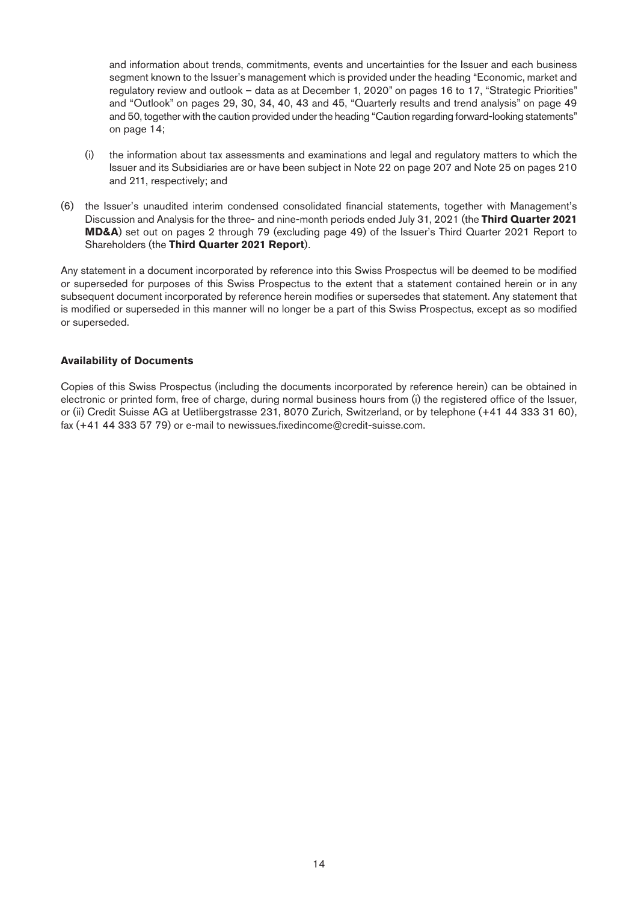and information about trends, commitments, events and uncertainties for the Issuer and each business segment known to the Issuer's management which is provided under the heading "Economic, market and regulatory review and outlook – data as at December 1, 2020" on pages 16 to 17, "Strategic Priorities" and "Outlook" on pages 29, 30, 34, 40, 43 and 45, "Quarterly results and trend analysis" on page 49 and 50, together with the caution provided under the heading "Caution regarding forward-looking statements" on page 14;

(i) the information about tax assessments and examinations and legal and regulatory matters to which the Issuer and its Subsidiaries are or have been subject in Note 22 on page 207 and Note 25 on pages 210 and 211, respectively; and

(6) the Issuer's unaudited interim condensed consolidated financial statements, together with Management's Discussion and Analysis for the three- and nine-month periods ended July 31, 2021 (the **Third Quarter 2021 MD&A**) set out on pages 2 through 79 (excluding page 49) of the Issuer's Third Quarter 2021 Report to Shareholders (the **Third Quarter 2021 Report**).

Any statement in a document incorporated by reference into this Swiss Prospectus will be deemed to be modified or superseded for purposes of this Swiss Prospectus to the extent that a statement contained herein or in any subsequent document incorporated by reference herein modifies or supersedes that statement. Any statement that is modified or superseded in this manner will no longer be a part of this Swiss Prospectus, except as so modified or superseded.

**Availability of Documents**

Copies of this Swiss Prospectus (including the documents incorporated by reference herein) can be obtained in electronic or printed form, free of charge, during normal business hours from (i) the registered office of the Issuer, or (ii) Credit Suisse AG at Uetlibergstrasse 231, 8070 Zurich, Switzerland, or by telephone (+41 44 333 31 60), fax (+41 44 333 57 79) or e-mail to newissues.fixedincome@credit-suisse.com.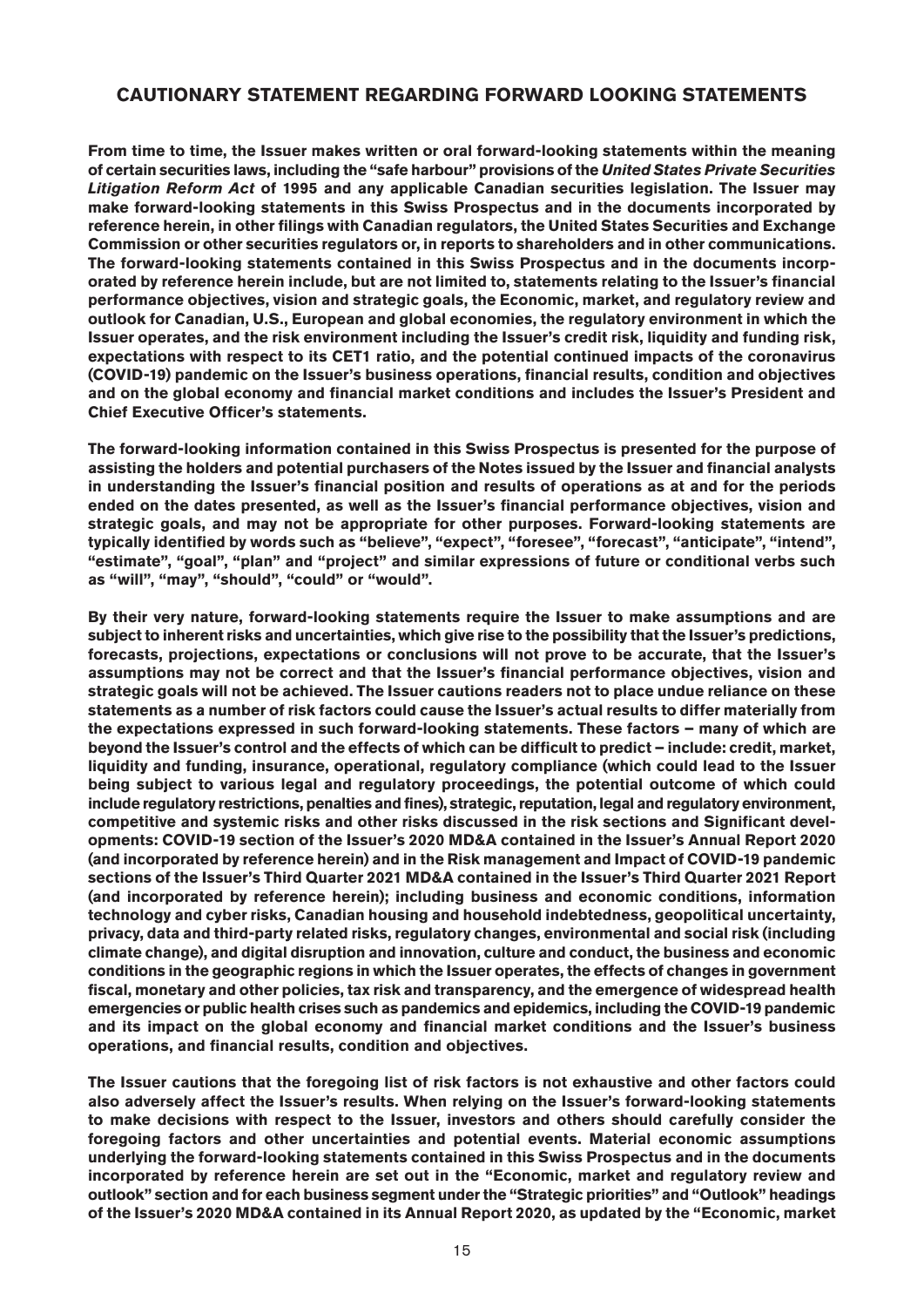## CAUTIONARY STATEMENT REGARDING FORWARD LOOKING STATEMENTS

**From time to time, the Issuer makes written or oral forward-looking statements within the meaning of certain securities laws, including the "safe harbour" provisions of the *United States Private Securities Litigation Reform Act* of 1995 and any applicable Canadian securities legislation. The Issuer may make forward-looking statements in this Swiss Prospectus and in the documents incorporated by reference herein, in other filings with Canadian regulators, the United States Securities and Exchange Commission or other securities regulators or, in reports to shareholders and in other communications. The forward-looking statements contained in this Swiss Prospectus and in the documents incorporated by reference herein include, but are not limited to, statements relating to the Issuer's financial performance objectives, vision and strategic goals, the Economic, market, and regulatory review and outlook for Canadian, U.S., European and global economies, the regulatory environment in which the Issuer operates, and the risk environment including the Issuer's credit risk, liquidity and funding risk, expectations with respect to its CET1 ratio, and the potential continued impacts of the coronavirus (COVID-19) pandemic on the Issuer's business operations, financial results, condition and objectives and on the global economy and financial market conditions and includes the Issuer's President and Chief Executive Officer's statements.**

**The forward-looking information contained in this Swiss Prospectus is presented for the purpose of assisting the holders and potential purchasers of the Notes issued by the Issuer and financial analysts in understanding the Issuer's financial position and results of operations as at and for the periods ended on the dates presented, as well as the Issuer's financial performance objectives, vision and strategic goals, and may not be appropriate for other purposes. Forward-looking statements are typically identified by words such as "believe", "expect", "foresee", "forecast", "anticipate", "intend", "estimate", "goal", "plan" and "project" and similar expressions of future or conditional verbs such as "will", "may", "should", "could" or "would".**

**By their very nature, forward-looking statements require the Issuer to make assumptions and are subject to inherent risks and uncertainties, which give rise to the possibility that the Issuer's predictions, forecasts, projections, expectations or conclusions will not prove to be accurate, that the Issuer's assumptions may not be correct and that the Issuer's financial performance objectives, vision and strategic goals will not be achieved. The Issuer cautions readers not to place undue reliance on these statements as a number of risk factors could cause the Issuer's actual results to differ materially from the expectations expressed in such forward-looking statements. These factors – many of which are beyond the Issuer's control and the effects of which can be difficult to predict – include: credit, market, liquidity and funding, insurance, operational, regulatory compliance (which could lead to the Issuer being subject to various legal and regulatory proceedings, the potential outcome of which could include regulatory restrictions, penalties and fines), strategic, reputation, legal and regulatory environment, competitive and systemic risks and other risks discussed in the risk sections and Significant developments: COVID-19 section of the Issuer's 2020 MD&A contained in the Issuer's Annual Report 2020 (and incorporated by reference herein) and in the Risk management and Impact of COVID-19 pandemic sections of the Issuer's Third Quarter 2021 MD&A contained in the Issuer's Third Quarter 2021 Report (and incorporated by reference herein); including business and economic conditions, information technology and cyber risks, Canadian housing and household indebtedness, geopolitical uncertainty, privacy, data and third-party related risks, regulatory changes, environmental and social risk (including climate change), and digital disruption and innovation, culture and conduct, the business and economic conditions in the geographic regions in which the Issuer operates, the effects of changes in government fiscal, monetary and other policies, tax risk and transparency, and the emergence of widespread health emergencies or public health crises such as pandemics and epidemics, including the COVID-19 pandemic and its impact on the global economy and financial market conditions and the Issuer's business operations, and financial results, condition and objectives.**

**The Issuer cautions that the foregoing list of risk factors is not exhaustive and other factors could also adversely affect the Issuer's results. When relying on the Issuer's forward-looking statements to make decisions with respect to the Issuer, investors and others should carefully consider the foregoing factors and other uncertainties and potential events. Material economic assumptions underlying the forward-looking statements contained in this Swiss Prospectus and in the documents incorporated by reference herein are set out in the "Economic, market and regulatory review and outlook" section and for each business segment under the "Strategic priorities" and "Outlook" headings of the Issuer's 2020 MD&A contained in its Annual Report 2020, as updated by the "Economic, market**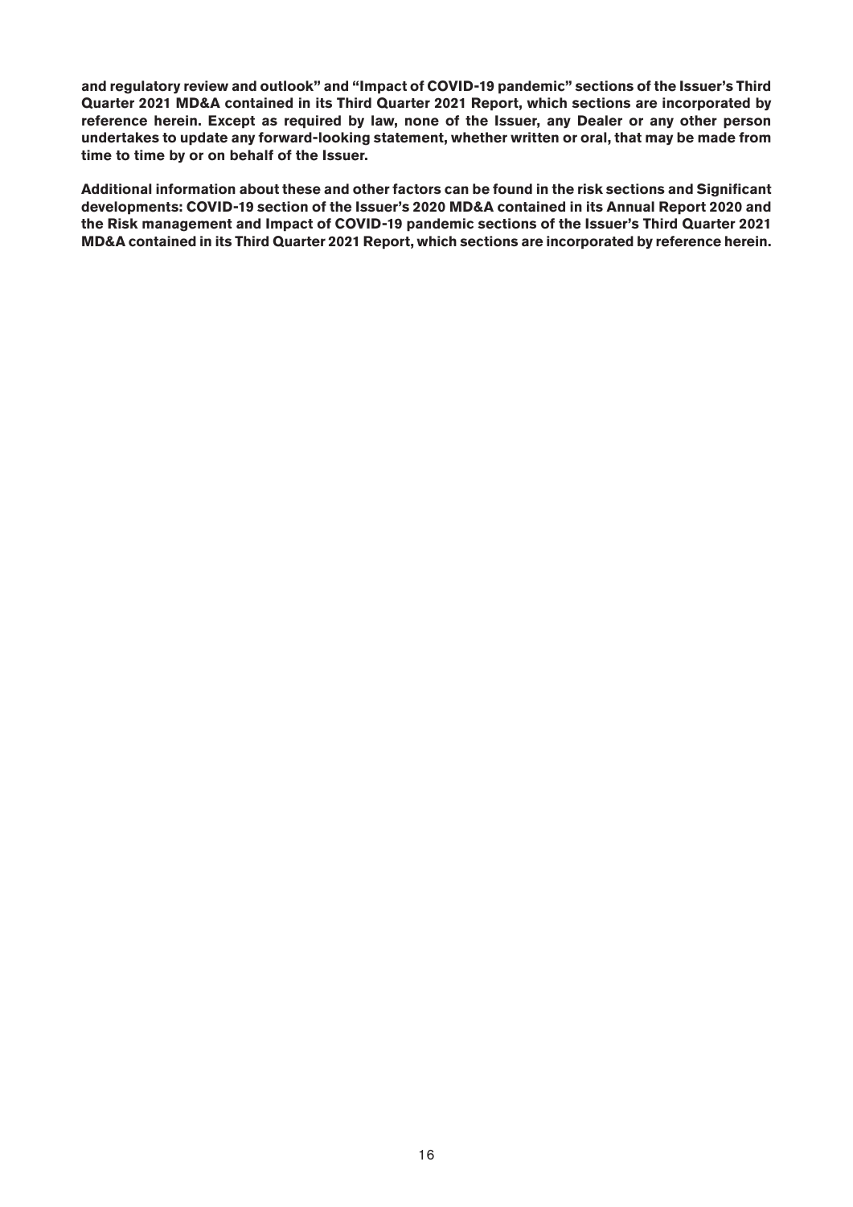**and regulatory review and outlook" and "Impact of COVID-19 pandemic" sections of the Issuer's Third Quarter 2021 MD&A contained in its Third Quarter 2021 Report, which sections are incorporated by reference herein. Except as required by law, none of the Issuer, any Dealer or any other person undertakes to update any forward-looking statement, whether written or oral, that may be made from time to time by or on behalf of the Issuer.**

**Additional information about these and other factors can be found in the risk sections and Significant developments: COVID-19 section of the Issuer's 2020 MD&A contained in its Annual Report 2020 and the Risk management and Impact of COVID-19 pandemic sections of the Issuer's Third Quarter 2021 MD&A contained in its Third Quarter 2021 Report, which sections are incorporated by reference herein.**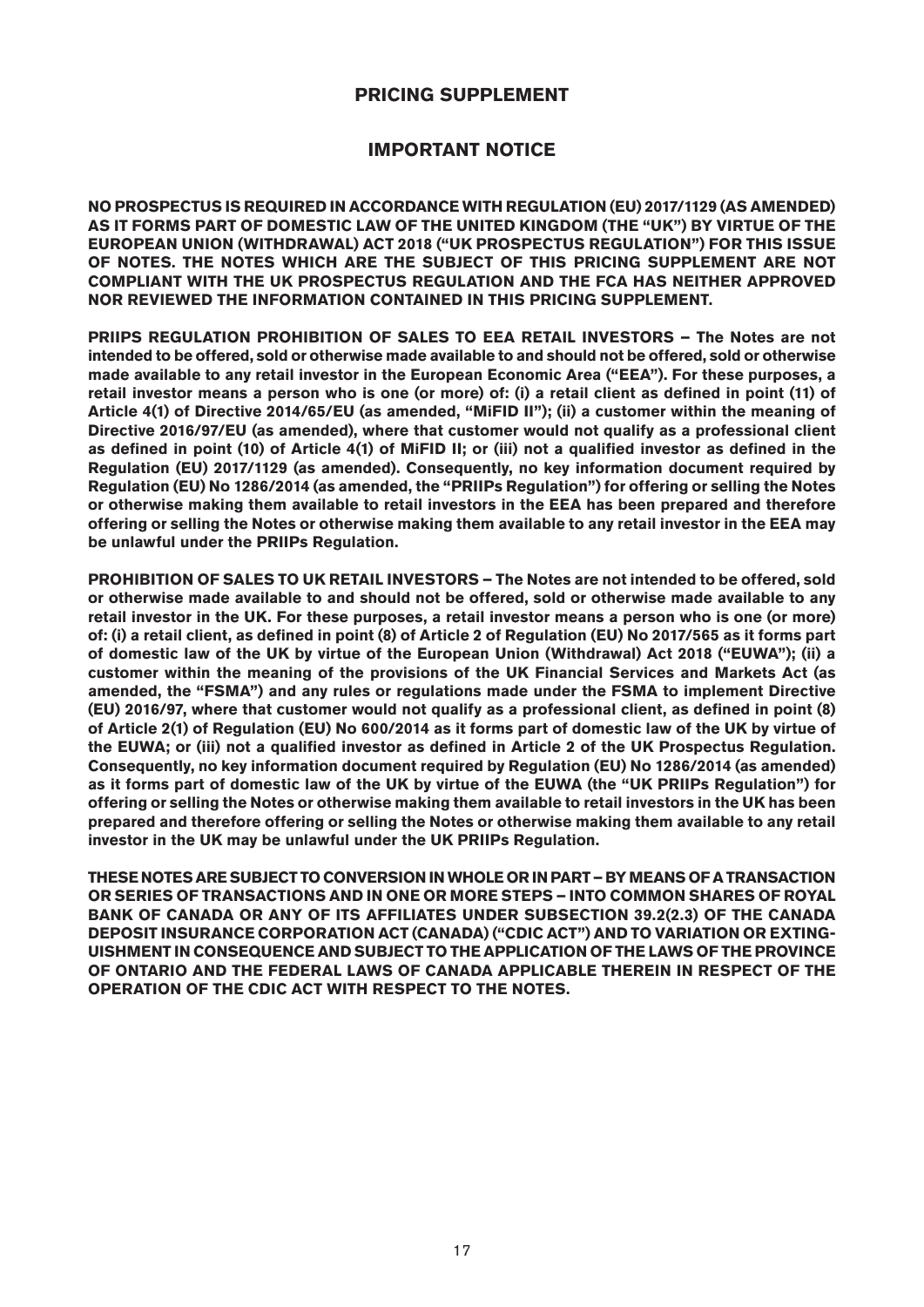# PRICING SUPPLEMENT

## IMPORTANT NOTICE

**NO PROSPECTUS IS REQUIRED IN ACCORDANCE WITH REGULATION (EU) 2017/1129 (AS AMENDED) AS IT FORMS PART OF DOMESTIC LAW OF THE UNITED KINGDOM (THE "UK") BY VIRTUE OF THE EUROPEAN UNION (WITHDRAWAL) ACT 2018 ("UK PROSPECTUS REGULATION") FOR THIS ISSUE OF NOTES. THE NOTES WHICH ARE THE SUBJECT OF THIS PRICING SUPPLEMENT ARE NOT COMPLIANT WITH THE UK PROSPECTUS REGULATION AND THE FCA HAS NEITHER APPROVED NOR REVIEWED THE INFORMATION CONTAINED IN THIS PRICING SUPPLEMENT.**

**PRIIPS REGULATION PROHIBITION OF SALES TO EEA RETAIL INVESTORS – The Notes are not intended to be offered, sold or otherwise made available to and should not be offered, sold or otherwise made available to any retail investor in the European Economic Area ("EEA"). For these purposes, a retail investor means a person who is one (or more) of: (i) a retail client as defined in point (11) of Article 4(1) of Directive 2014/65/EU (as amended, "MiFID II"); (ii) a customer within the meaning of Directive 2016/97/EU (as amended), where that customer would not qualify as a professional client as defined in point (10) of Article 4(1) of MiFID II; or (iii) not a qualified investor as defined in the Regulation (EU) 2017/1129 (as amended). Consequently, no key information document required by Regulation (EU) No 1286/2014 (as amended, the "PRIIPs Regulation") for offering or selling the Notes or otherwise making them available to retail investors in the EEA has been prepared and therefore offering or selling the Notes or otherwise making them available to any retail investor in the EEA may be unlawful under the PRIIPs Regulation.**

**PROHIBITION OF SALES TO UK RETAIL INVESTORS – The Notes are not intended to be offered, sold or otherwise made available to and should not be offered, sold or otherwise made available to any retail investor in the UK. For these purposes, a retail investor means a person who is one (or more) of: (i) a retail client, as defined in point (8) of Article 2 of Regulation (EU) No 2017/565 as it forms part of domestic law of the UK by virtue of the European Union (Withdrawal) Act 2018 ("EUWA"); (ii) a customer within the meaning of the provisions of the UK Financial Services and Markets Act (as amended, the "FSMA") and any rules or regulations made under the FSMA to implement Directive (EU) 2016/97, where that customer would not qualify as a professional client, as defined in point (8) of Article 2(1) of Regulation (EU) No 600/2014 as it forms part of domestic law of the UK by virtue of the EUWA; or (iii) not a qualified investor as defined in Article 2 of the UK Prospectus Regulation. Consequently, no key information document required by Regulation (EU) No 1286/2014 (as amended) as it forms part of domestic law of the UK by virtue of the EUWA (the "UK PRIIPs Regulation") for offering or selling the Notes or otherwise making them available to retail investors in the UK has been prepared and therefore offering or selling the Notes or otherwise making them available to any retail investor in the UK may be unlawful under the UK PRIIPs Regulation.**

**THESE NOTES ARE SUBJECT TO CONVERSION IN WHOLE OR IN PART – BY MEANS OF A TRANSACTION OR SERIES OF TRANSACTIONS AND IN ONE OR MORE STEPS – INTO COMMON SHARES OF ROYAL BANK OF CANADA OR ANY OF ITS AFFILIATES UNDER SUBSECTION 39.2(2.3) OF THE CANADA DEPOSIT INSURANCE CORPORATION ACT (CANADA) ("CDIC ACT") AND TO VARIATION OR EXTINGUISHMENT IN CONSEQUENCE AND SUBJECT TO THE APPLICATION OF THE LAWS OF THE PROVINCE OF ONTARIO AND THE FEDERAL LAWS OF CANADA APPLICABLE THEREIN IN RESPECT OF THE OPERATION OF THE CDIC ACT WITH RESPECT TO THE NOTES.**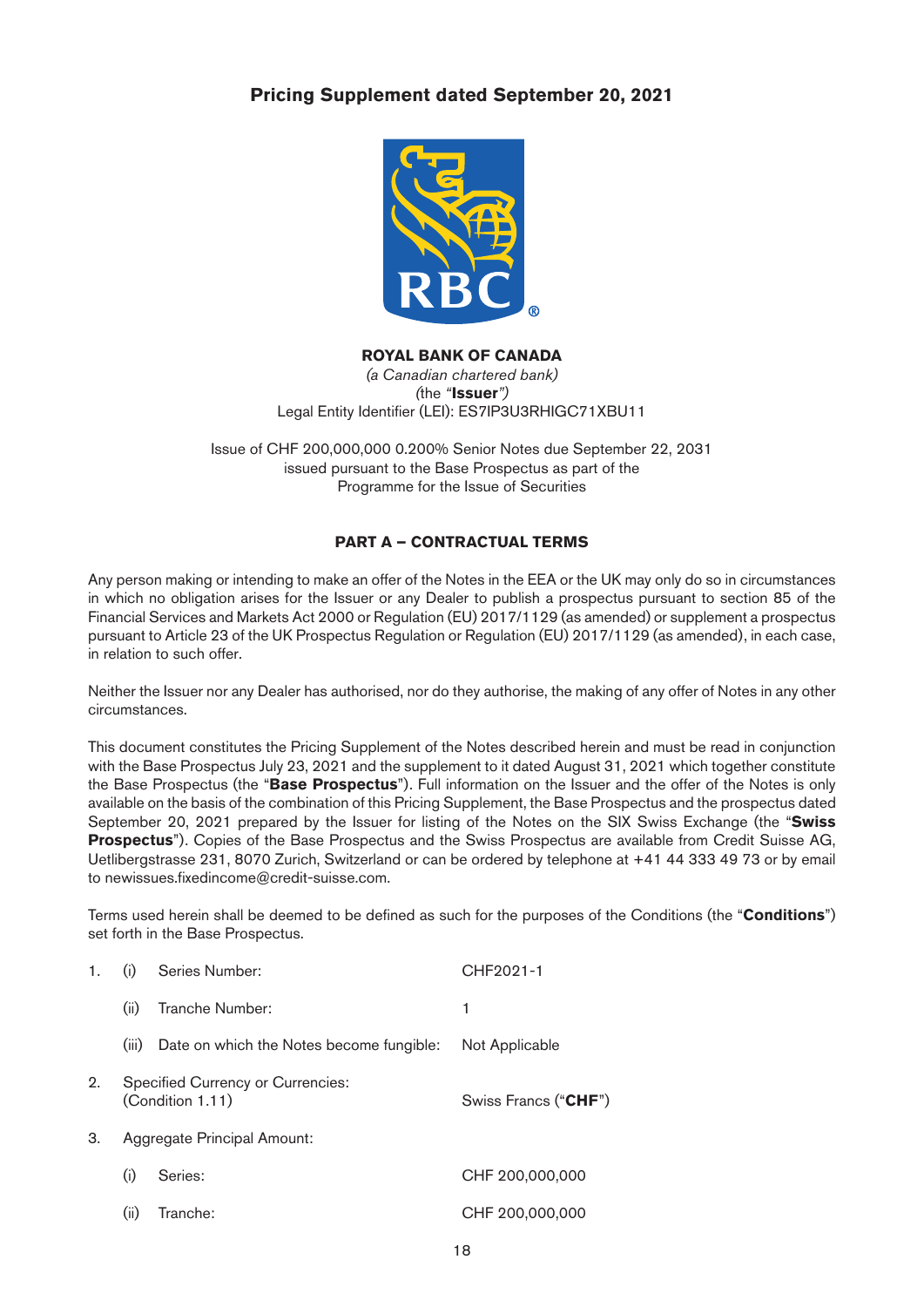# Pricing Supplement dated September 20, 2021

**ROYAL BANK OF CANADA**
*(a Canadian chartered bank)*
(the *"***Issuer***"*)
Legal Entity Identifier (LEI): ES7IP3U3RHIGC71XBU11

Issue of CHF 200,000,000 0.200% Senior Notes due September 22, 2031
issued pursuant to the Base Prospectus as part of the
Programme for the Issue of Securities

## PART A – CONTRACTUAL TERMS

Any person making or intending to make an offer of the Notes in the EEA or the UK may only do so in circumstances in which no obligation arises for the Issuer or any Dealer to publish a prospectus pursuant to section 85 of the Financial Services and Markets Act 2000 or Regulation (EU) 2017/1129 (as amended) or supplement a prospectus pursuant to Article 23 of the UK Prospectus Regulation or Regulation (EU) 2017/1129 (as amended), in each case, in relation to such offer.

Neither the Issuer nor any Dealer has authorised, nor do they authorise, the making of any offer of Notes in any other circumstances.

This document constitutes the Pricing Supplement of the Notes described herein and must be read in conjunction with the Base Prospectus July 23, 2021 and the supplement to it dated August 31, 2021 which together constitute the Base Prospectus (the "**Base Prospectus**"). Full information on the Issuer and the offer of the Notes is only available on the basis of the combination of this Pricing Supplement, the Base Prospectus and the prospectus dated September 20, 2021 prepared by the Issuer for listing of the Notes on the SIX Swiss Exchange (the "**Swiss Prospectus**"). Copies of the Base Prospectus and the Swiss Prospectus are available from Credit Suisse AG, Uetlibergstrasse 231, 8070 Zurich, Switzerland or can be ordered by telephone at +41 44 333 49 73 or by email to newissues.fixedincome@credit-suisse.com.

Terms used herein shall be deemed to be defined as such for the purposes of the Conditions (the "**Conditions**") set forth in the Base Prospectus.

| | | | |
|---|---|---|---|
| 1. | (i) | Series Number: | CHF2021-1 |
| | (ii) | Tranche Number: | 1 |
| | (iii) | Date on which the Notes become fungible: | Not Applicable |
| 2. | | Specified Currency or Currencies: (Condition 1.11) | Swiss Francs ("**CHF**") |
| 3. | | Aggregate Principal Amount: | |
| | (i) | Series: | CHF 200,000,000 |
| | (ii) | Tranche: | CHF 200,000,000 |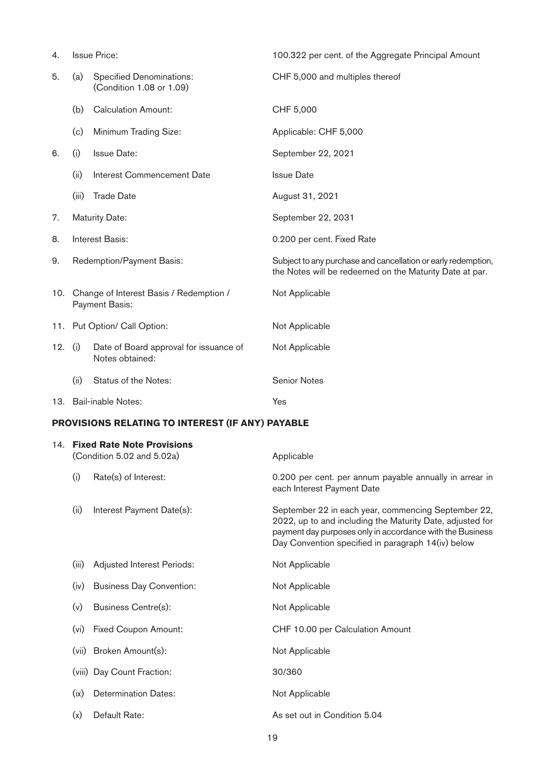| | | | |
|---|---|---|---|
| 4. | | Issue Price: | 100.322 per cent. of the Aggregate Principal Amount |
| 5. | (a) | Specified Denominations: (Condition 1.08 or 1.09) | CHF 5,000 and multiples thereof |
| | (b) | Calculation Amount: | CHF 5,000 |
| | (c) | Minimum Trading Size: | Applicable: CHF 5,000 |
| 6. | (i) | Issue Date: | September 22, 2021 |
| | (ii) | Interest Commencement Date | Issue Date |
| | (iii) | Trade Date | August 31, 2021 |
| 7. | | Maturity Date: | September 22, 2031 |
| 8. | | Interest Basis: | 0.200 per cent. Fixed Rate |
| 9. | | Redemption/Payment Basis: | Subject to any purchase and cancellation or early redemption, the Notes will be redeemed on the Maturity Date at par. |
| 10. | | Change of Interest Basis / Redemption / Payment Basis: | Not Applicable |
| 11. | | Put Option/ Call Option: | Not Applicable |
| 12. | (i) | Date of Board approval for issuance of Notes obtained: | Not Applicable |
| | (ii) | Status of the Notes: | Senior Notes |
| 13. | | Bail-inable Notes: | Yes |

## PROVISIONS RELATING TO INTEREST (IF ANY) PAYABLE

| | | | |
|---|---|---|---|
| 14. | | **Fixed Rate Note Provisions** (Condition 5.02 and 5.02a) | Applicable |
| | (i) | Rate(s) of Interest: | 0.200 per cent. per annum payable annually in arrear in each Interest Payment Date |
| | (ii) | Interest Payment Date(s): | September 22 in each year, commencing September 22, 2022, up to and including the Maturity Date, adjusted for payment day purposes only in accordance with the Business Day Convention specified in paragraph 14(iv) below |
| | (iii) | Adjusted Interest Periods: | Not Applicable |
| | (iv) | Business Day Convention: | Not Applicable |
| | (v) | Business Centre(s): | Not Applicable |
| | (vi) | Fixed Coupon Amount: | CHF 10.00 per Calculation Amount |
| | (vii) | Broken Amount(s): | Not Applicable |
| | (viii) | Day Count Fraction: | 30/360 |
| | (ix) | Determination Dates: | Not Applicable |
| | (x) | Default Rate: | As set out in Condition 5.04 |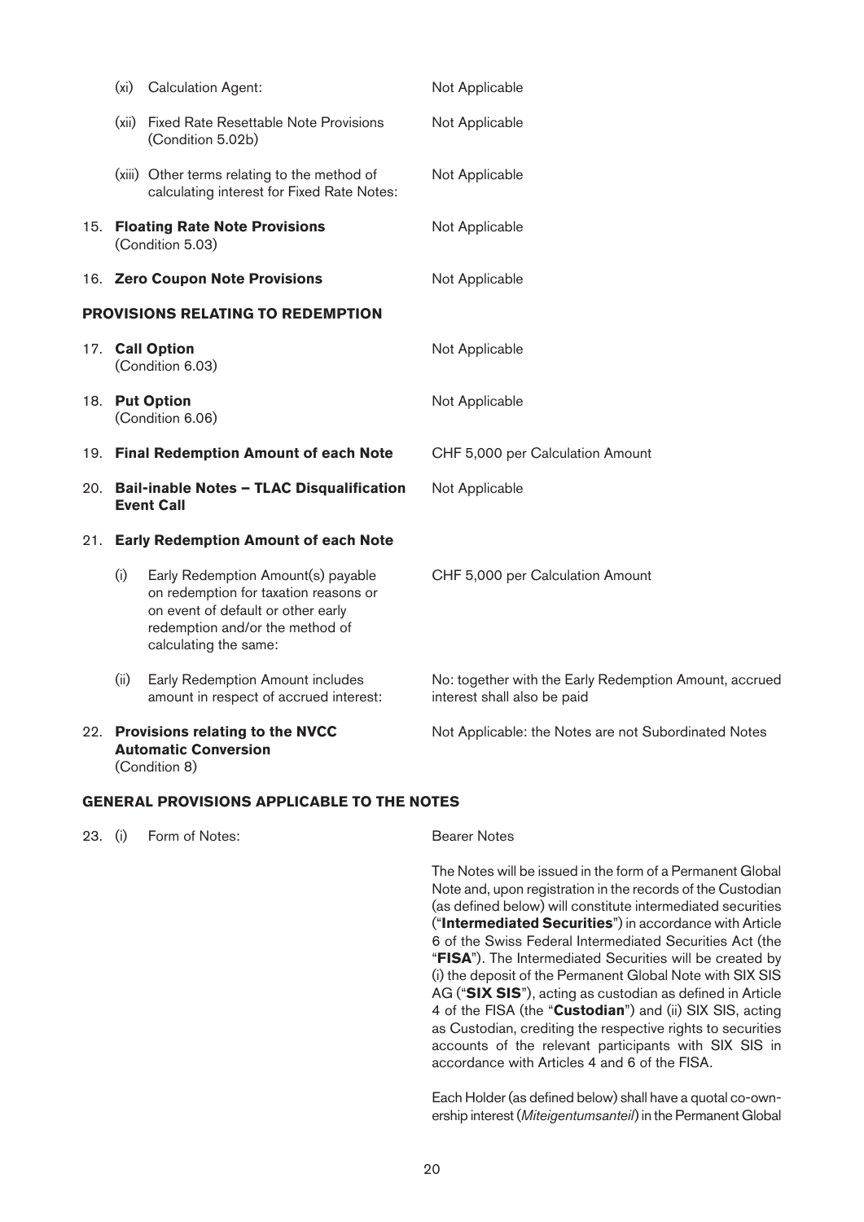| | | | |
|---|---|---|---|
| | (xi) | Calculation Agent: | Not Applicable |
| | (xii) | Fixed Rate Resettable Note Provisions (Condition 5.02b) | Not Applicable |
| | (xiii) | Other terms relating to the method of calculating interest for Fixed Rate Notes: | Not Applicable |
| 15. | | **Floating Rate Note Provisions** (Condition 5.03) | Not Applicable |
| 16. | | **Zero Coupon Note Provisions** | Not Applicable |

**PROVISIONS RELATING TO REDEMPTION**

| | | | |
|---|---|---|---|
| 17. | | **Call Option** (Condition 6.03) | Not Applicable |
| 18. | | **Put Option** (Condition 6.06) | Not Applicable |
| 19. | | **Final Redemption Amount of each Note** | CHF 5,000 per Calculation Amount |
| 20. | | **Bail-inable Notes – TLAC Disqualification Event Call** | Not Applicable |
| 21. | | **Early Redemption Amount of each Note** | |
| | (i) | Early Redemption Amount(s) payable on redemption for taxation reasons or on event of default or other early redemption and/or the method of calculating the same: | CHF 5,000 per Calculation Amount |
| | (ii) | Early Redemption Amount includes amount in respect of accrued interest: | No: together with the Early Redemption Amount, accrued interest shall also be paid |
| 22. | | **Provisions relating to the NVCC Automatic Conversion** (Condition 8) | Not Applicable: the Notes are not Subordinated Notes |

**GENERAL PROVISIONS APPLICABLE TO THE NOTES**

23. (i) Form of Notes: Bearer Notes

The Notes will be issued in the form of a Permanent Global Note and, upon registration in the records of the Custodian (as defined below) will constitute intermediated securities ("**Intermediated Securities**") in accordance with Article 6 of the Swiss Federal Intermediated Securities Act (the "**FISA**"). The Intermediated Securities will be created by (i) the deposit of the Permanent Global Note with SIX SIS AG ("**SIX SIS**"), acting as custodian as defined in Article 4 of the FISA (the "**Custodian**") and (ii) SIX SIS, acting as Custodian, crediting the respective rights to securities accounts of the relevant participants with SIX SIS in accordance with Articles 4 and 6 of the FISA.

Each Holder (as defined below) shall have a quotal co-ownership interest (*Miteigentumsanteil*) in the Permanent Global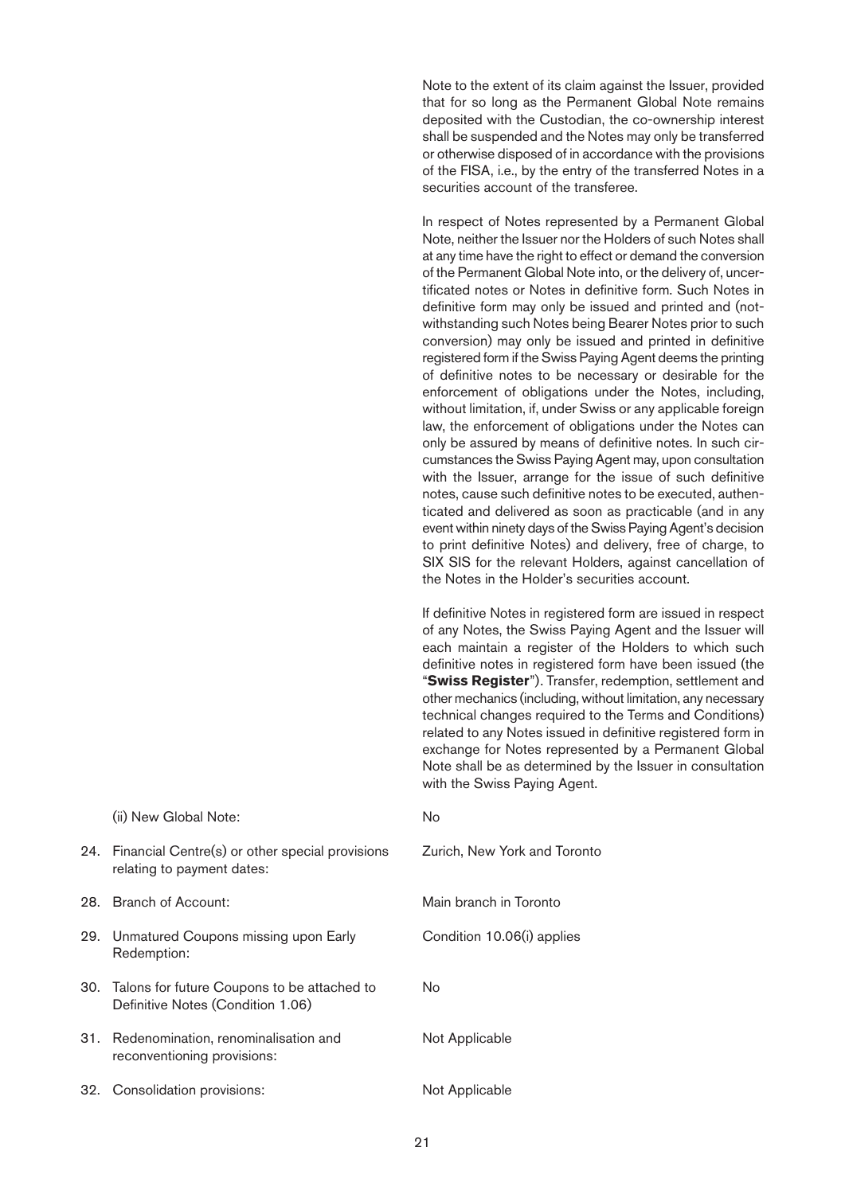Note to the extent of its claim against the Issuer, provided that for so long as the Permanent Global Note remains deposited with the Custodian, the co-ownership interest shall be suspended and the Notes may only be transferred or otherwise disposed of in accordance with the provisions of the FISA, i.e., by the entry of the transferred Notes in a securities account of the transferee.

In respect of Notes represented by a Permanent Global Note, neither the Issuer nor the Holders of such Notes shall at any time have the right to effect or demand the conversion of the Permanent Global Note into, or the delivery of, uncertificated notes or Notes in definitive form. Such Notes in definitive form may only be issued and printed and (notwithstanding such Notes being Bearer Notes prior to such conversion) may only be issued and printed in definitive registered form if the Swiss Paying Agent deems the printing of definitive notes to be necessary or desirable for the enforcement of obligations under the Notes, including, without limitation, if, under Swiss or any applicable foreign law, the enforcement of obligations under the Notes can only be assured by means of definitive notes. In such circumstances the Swiss Paying Agent may, upon consultation with the Issuer, arrange for the issue of such definitive notes, cause such definitive notes to be executed, authenticated and delivered as soon as practicable (and in any event within ninety days of the Swiss Paying Agent's decision to print definitive Notes) and delivery, free of charge, to SIX SIS for the relevant Holders, against cancellation of the Notes in the Holder's securities account.

If definitive Notes in registered form are issued in respect of any Notes, the Swiss Paying Agent and the Issuer will each maintain a register of the Holders to which such definitive notes in registered form have been issued (the "**Swiss Register**"). Transfer, redemption, settlement and other mechanics (including, without limitation, any necessary technical changes required to the Terms and Conditions) related to any Notes issued in definitive registered form in exchange for Notes represented by a Permanent Global Note shall be as determined by the Issuer in consultation with the Swiss Paying Agent.

| | | |
|---|---|---|
| | (ii) New Global Note: | No |
| 24. | Financial Centre(s) or other special provisions relating to payment dates: | Zurich, New York and Toronto |
| 28. | Branch of Account: | Main branch in Toronto |
| 29. | Unmatured Coupons missing upon Early Redemption: | Condition 10.06(i) applies |
| 30. | Talons for future Coupons to be attached to Definitive Notes (Condition 1.06) | No |
| 31. | Redenomination, renominalisation and reconventioning provisions: | Not Applicable |
| 32. | Consolidation provisions: | Not Applicable |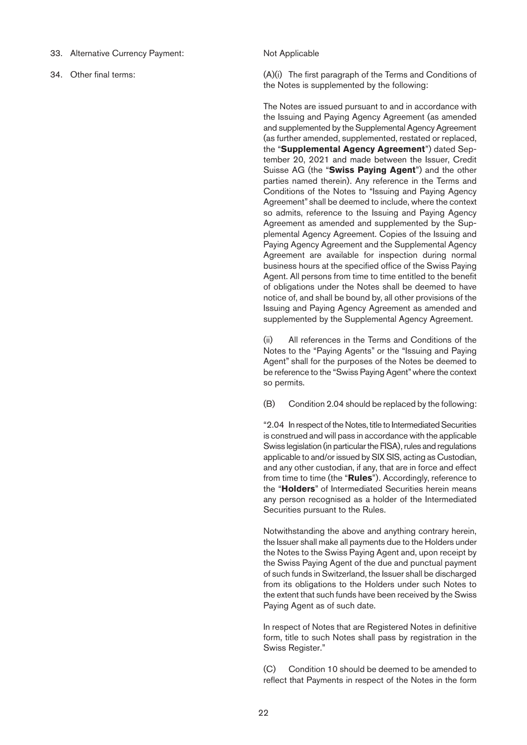33. Alternative Currency Payment: Not Applicable

34. Other final terms: (A)(i) The first paragraph of the Terms and Conditions of the Notes is supplemented by the following:

The Notes are issued pursuant to and in accordance with the Issuing and Paying Agency Agreement (as amended and supplemented by the Supplemental Agency Agreement (as further amended, supplemented, restated or replaced, the "**Supplemental Agency Agreement**") dated September 20, 2021 and made between the Issuer, Credit Suisse AG (the "**Swiss Paying Agent**") and the other parties named therein). Any reference in the Terms and Conditions of the Notes to "Issuing and Paying Agency Agreement" shall be deemed to include, where the context so admits, reference to the Issuing and Paying Agency Agreement as amended and supplemented by the Supplemental Agency Agreement. Copies of the Issuing and Paying Agency Agreement and the Supplemental Agency Agreement are available for inspection during normal business hours at the specified office of the Swiss Paying Agent. All persons from time to time entitled to the benefit of obligations under the Notes shall be deemed to have notice of, and shall be bound by, all other provisions of the Issuing and Paying Agency Agreement as amended and supplemented by the Supplemental Agency Agreement.

(ii) All references in the Terms and Conditions of the Notes to the "Paying Agents" or the "Issuing and Paying Agent" shall for the purposes of the Notes be deemed to be reference to the "Swiss Paying Agent" where the context so permits.

(B) Condition 2.04 should be replaced by the following:

"2.04 In respect of the Notes, title to Intermediated Securities is construed and will pass in accordance with the applicable Swiss legislation (in particular the FISA), rules and regulations applicable to and/or issued by SIX SIS, acting as Custodian, and any other custodian, if any, that are in force and effect from time to time (the "**Rules**"). Accordingly, reference to the "**Holders**" of Intermediated Securities herein means any person recognised as a holder of the Intermediated Securities pursuant to the Rules.

Notwithstanding the above and anything contrary herein, the Issuer shall make all payments due to the Holders under the Notes to the Swiss Paying Agent and, upon receipt by the Swiss Paying Agent of the due and punctual payment of such funds in Switzerland, the Issuer shall be discharged from its obligations to the Holders under such Notes to the extent that such funds have been received by the Swiss Paying Agent as of such date.

In respect of Notes that are Registered Notes in definitive form, title to such Notes shall pass by registration in the Swiss Register."

(C) Condition 10 should be deemed to be amended to reflect that Payments in respect of the Notes in the form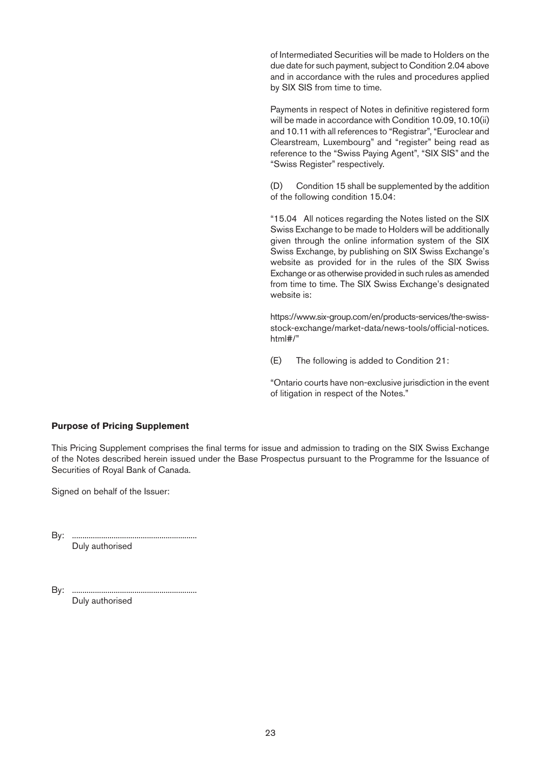of Intermediated Securities will be made to Holders on the due date for such payment, subject to Condition 2.04 above and in accordance with the rules and procedures applied by SIX SIS from time to time.

Payments in respect of Notes in definitive registered form will be made in accordance with Condition 10.09, 10.10(ii) and 10.11 with all references to "Registrar", "Euroclear and Clearstream, Luxembourg" and "register" being read as reference to the "Swiss Paying Agent", "SIX SIS" and the "Swiss Register" respectively.

(D) Condition 15 shall be supplemented by the addition of the following condition 15.04:

"15.04 All notices regarding the Notes listed on the SIX Swiss Exchange to be made to Holders will be additionally given through the online information system of the SIX Swiss Exchange, by publishing on SIX Swiss Exchange's website as provided for in the rules of the SIX Swiss Exchange or as otherwise provided in such rules as amended from time to time. The SIX Swiss Exchange's designated website is:

https://www.six-group.com/en/products-services/the-swiss-stock-exchange/market-data/news-tools/official-notices.html#/"

(E) The following is added to Condition 21:

"Ontario courts have non-exclusive jurisdiction in the event of litigation in respect of the Notes."

**Purpose of Pricing Supplement**

This Pricing Supplement comprises the final terms for issue and admission to trading on the SIX Swiss Exchange of the Notes described herein issued under the Base Prospectus pursuant to the Programme for the Issuance of Securities of Royal Bank of Canada.

Signed on behalf of the Issuer:

By: ............................................................
Duly authorised

By: ............................................................
Duly authorised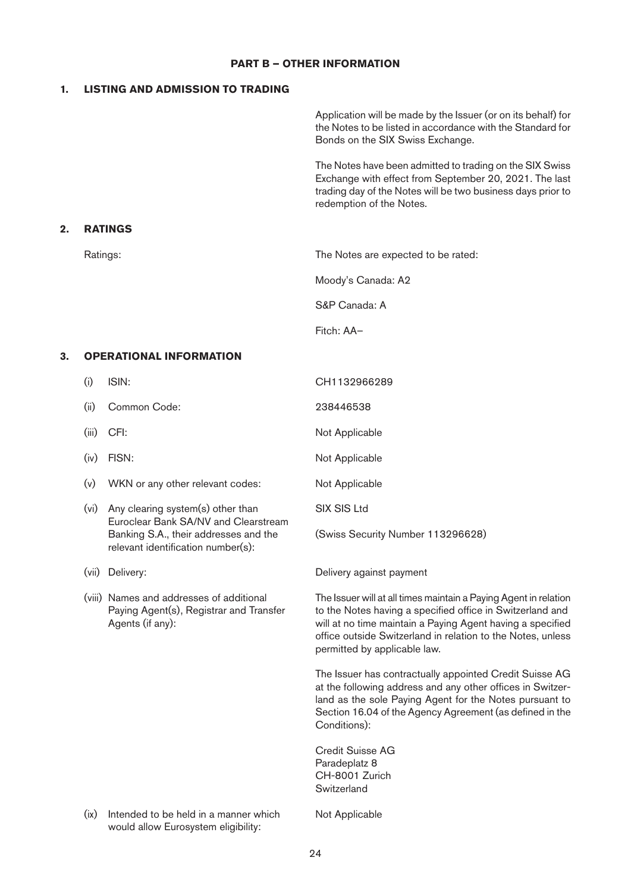## PART B – OTHER INFORMATION

### 1. LISTING AND ADMISSION TO TRADING

Application will be made by the Issuer (or on its behalf) for the Notes to be listed in accordance with the Standard for Bonds on the SIX Swiss Exchange.

The Notes have been admitted to trading on the SIX Swiss Exchange with effect from September 20, 2021. The last trading day of the Notes will be two business days prior to redemption of the Notes.

### 2. RATINGS

| | |
|---|---|
| Ratings: | The Notes are expected to be rated:<br><br>Moody's Canada: A2<br><br>S&P Canada: A<br><br>Fitch: AA– |

### 3. OPERATIONAL INFORMATION

| | | |
|---|---|---|
| (i) | ISIN: | CH1132966289 |
| (ii) | Common Code: | 238446538 |
| (iii) | CFI: | Not Applicable |
| (iv) | FISN: | Not Applicable |
| (v) | WKN or any other relevant codes: | Not Applicable |
| (vi) | Any clearing system(s) other than Euroclear Bank SA/NV and Clearstream Banking S.A., their addresses and the relevant identification number(s): | SIX SIS Ltd<br><br>(Swiss Security Number 113296628) |
| (vii) | Delivery: | Delivery against payment |
| (viii) | Names and addresses of additional Paying Agent(s), Registrar and Transfer Agents (if any): | The Issuer will at all times maintain a Paying Agent in relation to the Notes having a specified office in Switzerland and will at no time maintain a Paying Agent having a specified office outside Switzerland in relation to the Notes, unless permitted by applicable law.<br><br>The Issuer has contractually appointed Credit Suisse AG at the following address and any other offices in Switzerland as the sole Paying Agent for the Notes pursuant to Section 16.04 of the Agency Agreement (as defined in the Conditions):<br><br>Credit Suisse AG<br>Paradeplatz 8<br>CH-8001 Zurich<br>Switzerland |
| (ix) | Intended to be held in a manner which would allow Eurosystem eligibility: | Not Applicable |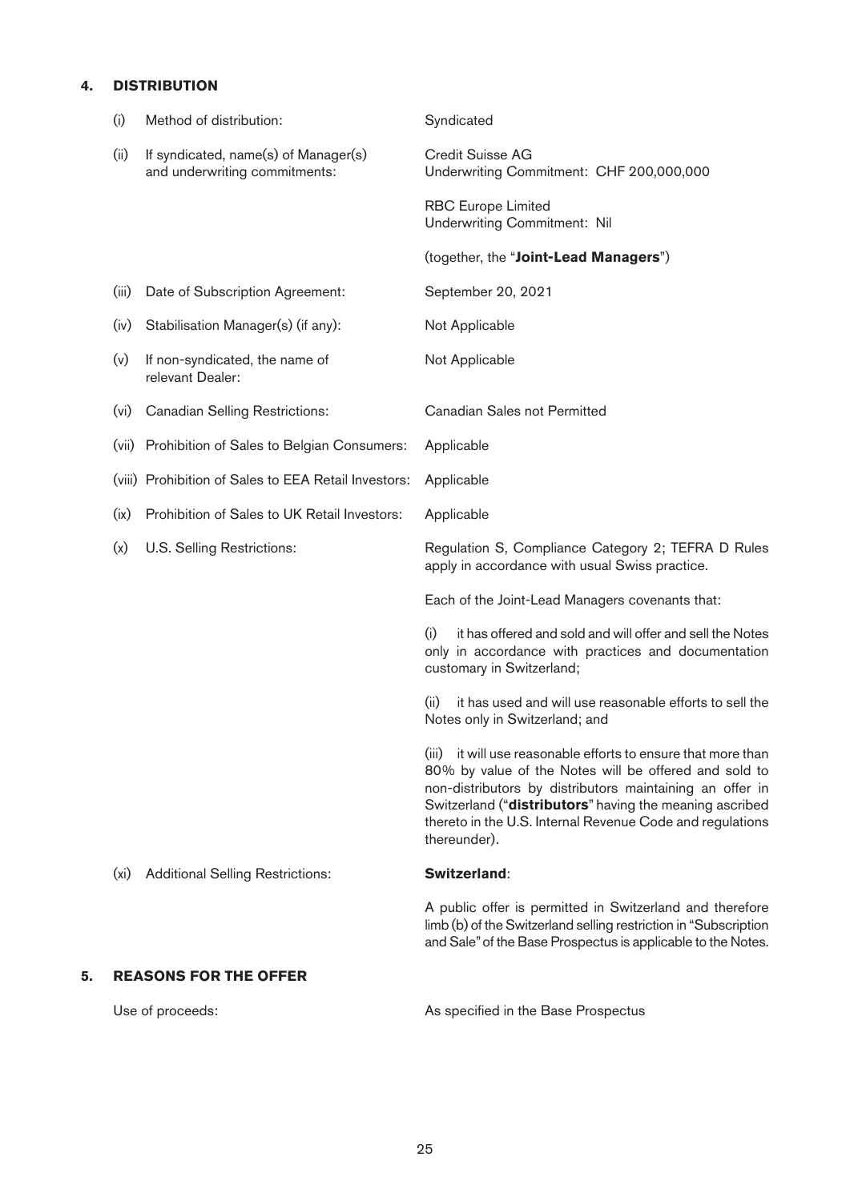## 4. DISTRIBUTION

| | | |
|---|---|---|
| (i) | Method of distribution: | Syndicated |
| (ii) | If syndicated, name(s) of Manager(s) and underwriting commitments: | Credit Suisse AG<br>Underwriting Commitment: CHF 200,000,000<br><br>RBC Europe Limited<br>Underwriting Commitment: Nil<br><br>(together, the "**Joint-Lead Managers**") |
| (iii) | Date of Subscription Agreement: | September 20, 2021 |
| (iv) | Stabilisation Manager(s) (if any): | Not Applicable |
| (v) | If non-syndicated, the name of relevant Dealer: | Not Applicable |
| (vi) | Canadian Selling Restrictions: | Canadian Sales not Permitted |
| (vii) | Prohibition of Sales to Belgian Consumers: | Applicable |
| (viii) | Prohibition of Sales to EEA Retail Investors: | Applicable |
| (ix) | Prohibition of Sales to UK Retail Investors: | Applicable |
| (x) | U.S. Selling Restrictions: | Regulation S, Compliance Category 2; TEFRA D Rules apply in accordance with usual Swiss practice.<br><br>Each of the Joint-Lead Managers covenants that:<br><br>(i) it has offered and sold and will offer and sell the Notes only in accordance with practices and documentation customary in Switzerland;<br><br>(ii) it has used and will use reasonable efforts to sell the Notes only in Switzerland; and<br><br>(iii) it will use reasonable efforts to ensure that more than 80% by value of the Notes will be offered and sold to non-distributors by distributors maintaining an offer in Switzerland ("**distributors**" having the meaning ascribed thereto in the U.S. Internal Revenue Code and regulations thereunder). |
| (xi) | Additional Selling Restrictions: | **Switzerland**:<br><br>A public offer is permitted in Switzerland and therefore limb (b) of the Switzerland selling restriction in "Subscription and Sale" of the Base Prospectus is applicable to the Notes. |

## 5. REASONS FOR THE OFFER

| | |
|---|---|
| Use of proceeds: | As specified in the Base Prospectus |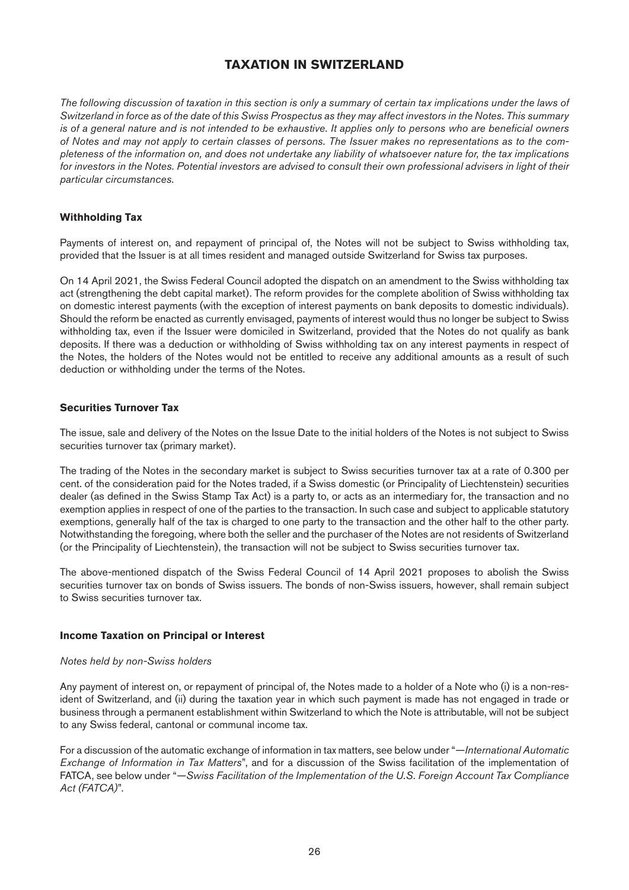# TAXATION IN SWITZERLAND

*The following discussion of taxation in this section is only a summary of certain tax implications under the laws of Switzerland in force as of the date of this Swiss Prospectus as they may affect investors in the Notes. This summary is of a general nature and is not intended to be exhaustive. It applies only to persons who are beneficial owners of Notes and may not apply to certain classes of persons. The Issuer makes no representations as to the completeness of the information on, and does not undertake any liability of whatsoever nature for, the tax implications for investors in the Notes. Potential investors are advised to consult their own professional advisers in light of their particular circumstances.*

## Withholding Tax

Payments of interest on, and repayment of principal of, the Notes will not be subject to Swiss withholding tax, provided that the Issuer is at all times resident and managed outside Switzerland for Swiss tax purposes.

On 14 April 2021, the Swiss Federal Council adopted the dispatch on an amendment to the Swiss withholding tax act (strengthening the debt capital market). The reform provides for the complete abolition of Swiss withholding tax on domestic interest payments (with the exception of interest payments on bank deposits to domestic individuals). Should the reform be enacted as currently envisaged, payments of interest would thus no longer be subject to Swiss withholding tax, even if the Issuer were domiciled in Switzerland, provided that the Notes do not qualify as bank deposits. If there was a deduction or withholding of Swiss withholding tax on any interest payments in respect of the Notes, the holders of the Notes would not be entitled to receive any additional amounts as a result of such deduction or withholding under the terms of the Notes.

## Securities Turnover Tax

The issue, sale and delivery of the Notes on the Issue Date to the initial holders of the Notes is not subject to Swiss securities turnover tax (primary market).

The trading of the Notes in the secondary market is subject to Swiss securities turnover tax at a rate of 0.300 per cent. of the consideration paid for the Notes traded, if a Swiss domestic (or Principality of Liechtenstein) securities dealer (as defined in the Swiss Stamp Tax Act) is a party to, or acts as an intermediary for, the transaction and no exemption applies in respect of one of the parties to the transaction. In such case and subject to applicable statutory exemptions, generally half of the tax is charged to one party to the transaction and the other half to the other party. Notwithstanding the foregoing, where both the seller and the purchaser of the Notes are not residents of Switzerland (or the Principality of Liechtenstein), the transaction will not be subject to Swiss securities turnover tax.

The above-mentioned dispatch of the Swiss Federal Council of 14 April 2021 proposes to abolish the Swiss securities turnover tax on bonds of Swiss issuers. The bonds of non-Swiss issuers, however, shall remain subject to Swiss securities turnover tax.

## Income Taxation on Principal or Interest

*Notes held by non-Swiss holders*

Any payment of interest on, or repayment of principal of, the Notes made to a holder of a Note who (i) is a non-resident of Switzerland, and (ii) during the taxation year in which such payment is made has not engaged in trade or business through a permanent establishment within Switzerland to which the Note is attributable, will not be subject to any Swiss federal, cantonal or communal income tax.

For a discussion of the automatic exchange of information in tax matters, see below under "—*International Automatic Exchange of Information in Tax Matters*", and for a discussion of the Swiss facilitation of the implementation of FATCA, see below under "—*Swiss Facilitation of the Implementation of the U.S. Foreign Account Tax Compliance Act (FATCA)*".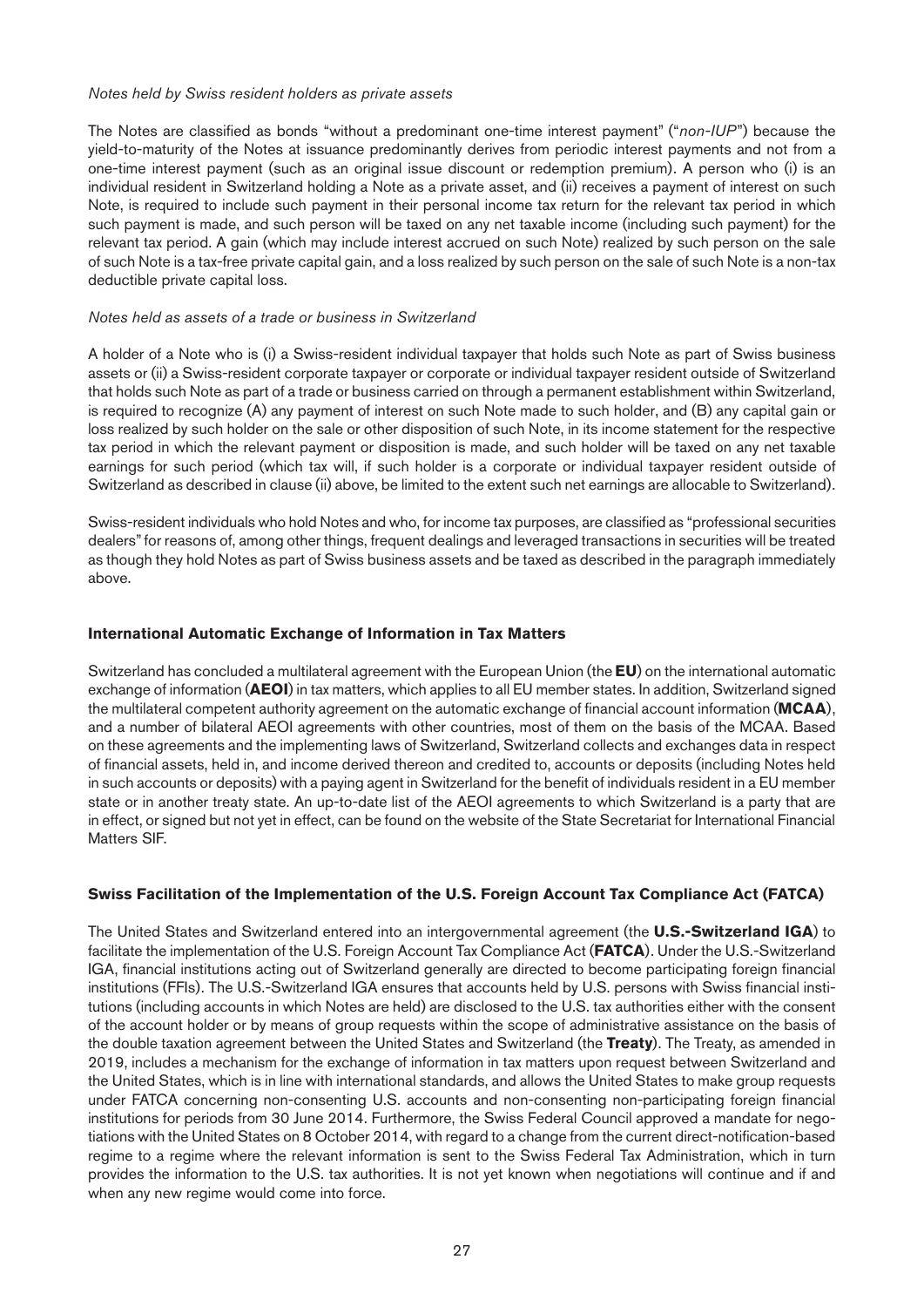*Notes held by Swiss resident holders as private assets*

The Notes are classified as bonds "without a predominant one-time interest payment" ("*non-IUP*") because the yield-to-maturity of the Notes at issuance predominantly derives from periodic interest payments and not from a one-time interest payment (such as an original issue discount or redemption premium). A person who (i) is an individual resident in Switzerland holding a Note as a private asset, and (ii) receives a payment of interest on such Note, is required to include such payment in their personal income tax return for the relevant tax period in which such payment is made, and such person will be taxed on any net taxable income (including such payment) for the relevant tax period. A gain (which may include interest accrued on such Note) realized by such person on the sale of such Note is a tax-free private capital gain, and a loss realized by such person on the sale of such Note is a non-tax deductible private capital loss.

*Notes held as assets of a trade or business in Switzerland*

A holder of a Note who is (i) a Swiss-resident individual taxpayer that holds such Note as part of Swiss business assets or (ii) a Swiss-resident corporate taxpayer or corporate or individual taxpayer resident outside of Switzerland that holds such Note as part of a trade or business carried on through a permanent establishment within Switzerland, is required to recognize (A) any payment of interest on such Note made to such holder, and (B) any capital gain or loss realized by such holder on the sale or other disposition of such Note, in its income statement for the respective tax period in which the relevant payment or disposition is made, and such holder will be taxed on any net taxable earnings for such period (which tax will, if such holder is a corporate or individual taxpayer resident outside of Switzerland as described in clause (ii) above, be limited to the extent such net earnings are allocable to Switzerland).

Swiss-resident individuals who hold Notes and who, for income tax purposes, are classified as "professional securities dealers" for reasons of, among other things, frequent dealings and leveraged transactions in securities will be treated as though they hold Notes as part of Swiss business assets and be taxed as described in the paragraph immediately above.

## International Automatic Exchange of Information in Tax Matters

Switzerland has concluded a multilateral agreement with the European Union (the **EU**) on the international automatic exchange of information (**AEOI**) in tax matters, which applies to all EU member states. In addition, Switzerland signed the multilateral competent authority agreement on the automatic exchange of financial account information (**MCAA**), and a number of bilateral AEOI agreements with other countries, most of them on the basis of the MCAA. Based on these agreements and the implementing laws of Switzerland, Switzerland collects and exchanges data in respect of financial assets, held in, and income derived thereon and credited to, accounts or deposits (including Notes held in such accounts or deposits) with a paying agent in Switzerland for the benefit of individuals resident in a EU member state or in another treaty state. An up-to-date list of the AEOI agreements to which Switzerland is a party that are in effect, or signed but not yet in effect, can be found on the website of the State Secretariat for International Financial Matters SIF.

## Swiss Facilitation of the Implementation of the U.S. Foreign Account Tax Compliance Act (FATCA)

The United States and Switzerland entered into an intergovernmental agreement (the **U.S.-Switzerland IGA**) to facilitate the implementation of the U.S. Foreign Account Tax Compliance Act (**FATCA**). Under the U.S.-Switzerland IGA, financial institutions acting out of Switzerland generally are directed to become participating foreign financial institutions (FFIs). The U.S.-Switzerland IGA ensures that accounts held by U.S. persons with Swiss financial institutions (including accounts in which Notes are held) are disclosed to the U.S. tax authorities either with the consent of the account holder or by means of group requests within the scope of administrative assistance on the basis of the double taxation agreement between the United States and Switzerland (the **Treaty**). The Treaty, as amended in 2019, includes a mechanism for the exchange of information in tax matters upon request between Switzerland and the United States, which is in line with international standards, and allows the United States to make group requests under FATCA concerning non-consenting U.S. accounts and non-consenting non-participating foreign financial institutions for periods from 30 June 2014. Furthermore, the Swiss Federal Council approved a mandate for negotiations with the United States on 8 October 2014, with regard to a change from the current direct-notification-based regime to a regime where the relevant information is sent to the Swiss Federal Tax Administration, which in turn provides the information to the U.S. tax authorities. It is not yet known when negotiations will continue and if and when any new regime would come into force.